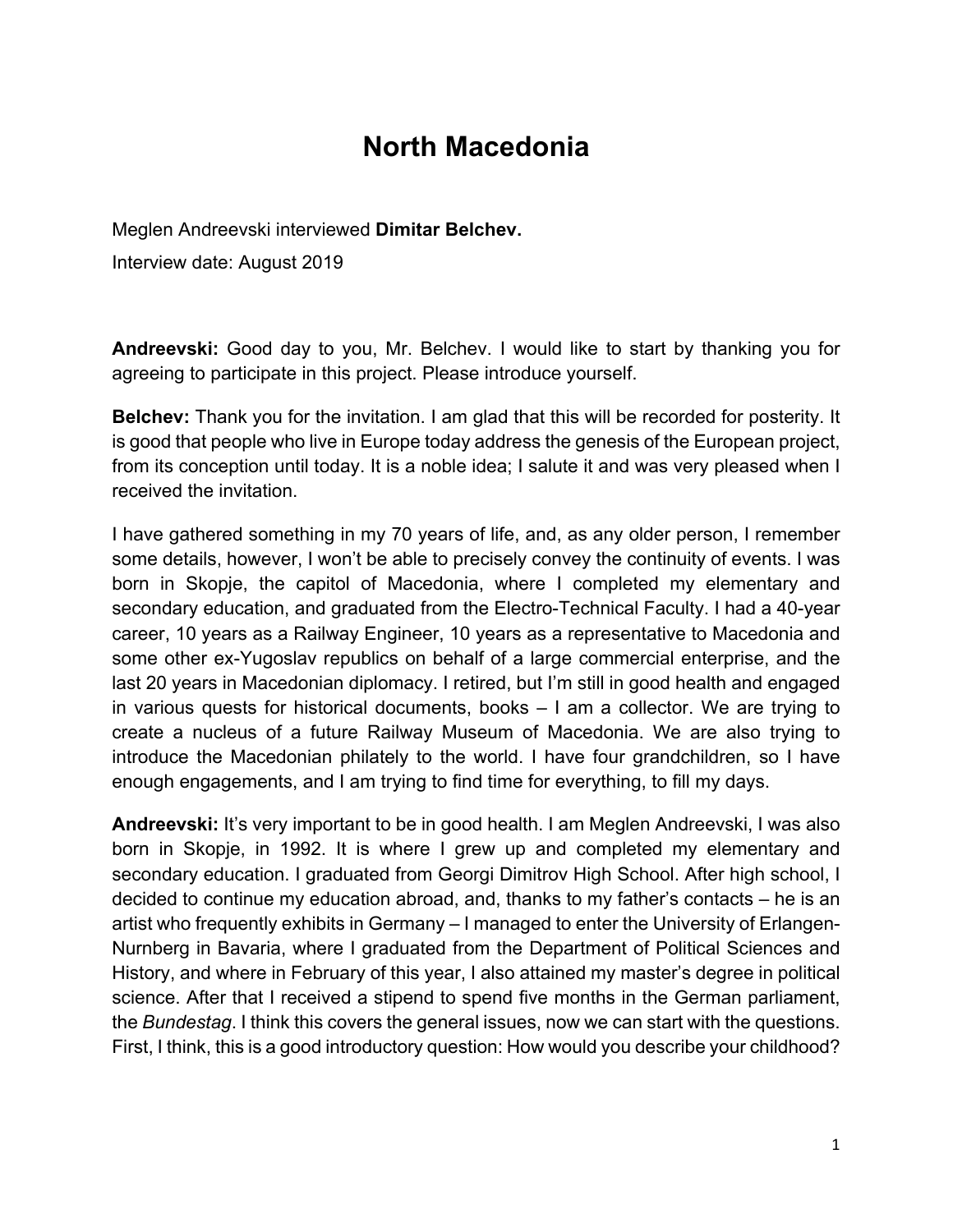# North Macedonia

Meglen Andreevski interviewed **Dimitar Belchev.**

Interview date: August 2019

**Andreevski:** Good day to you, Mr. Belchev. I would like to start by thanking you for agreeing to participate in this project. Please introduce yourself.

**Belchev:** Thank you for the invitation. I am glad that this will be recorded for posterity. It is good that people who live in Europe today address the genesis of the European project, from its conception until today. It is a noble idea; I salute it and was very pleased when I received the invitation.

I have gathered something in my 70 years of life, and, as any older person, I remember some details, however, I won't be able to precisely convey the continuity of events. I was born in Skopje, the capitol of Macedonia, where I completed my elementary and secondary education, and graduated from the Electro-Technical Faculty. I had a 40-year career, 10 years as a Railway Engineer, 10 years as a representative to Macedonia and some other ex-Yugoslav republics on behalf of a large commercial enterprise, and the last 20 years in Macedonian diplomacy. I retired, but I'm still in good health and engaged in various quests for historical documents, books – I am a collector. We are trying to create a nucleus of a future Railway Museum of Macedonia. We are also trying to introduce the Macedonian philately to the world. I have four grandchildren, so I have enough engagements, and I am trying to find time for everything, to fill my days.

**Andreevski:** It's very important to be in good health. I am Meglen Andreevski, I was also born in Skopje, in 1992. It is where I grew up and completed my elementary and secondary education. I graduated from Georgi Dimitrov High School. After high school, I decided to continue my education abroad, and, thanks to my father's contacts – he is an artist who frequently exhibits in Germany – I managed to enter the University of Erlangen-Nurnberg in Bavaria, where I graduated from the Department of Political Sciences and History, and where in February of this year, I also attained my master's degree in political science. After that I received a stipend to spend five months in the German parliament, the *Bundestag*. I think this covers the general issues, now we can start with the questions. First, I think, this is a good introductory question: How would you describe your childhood?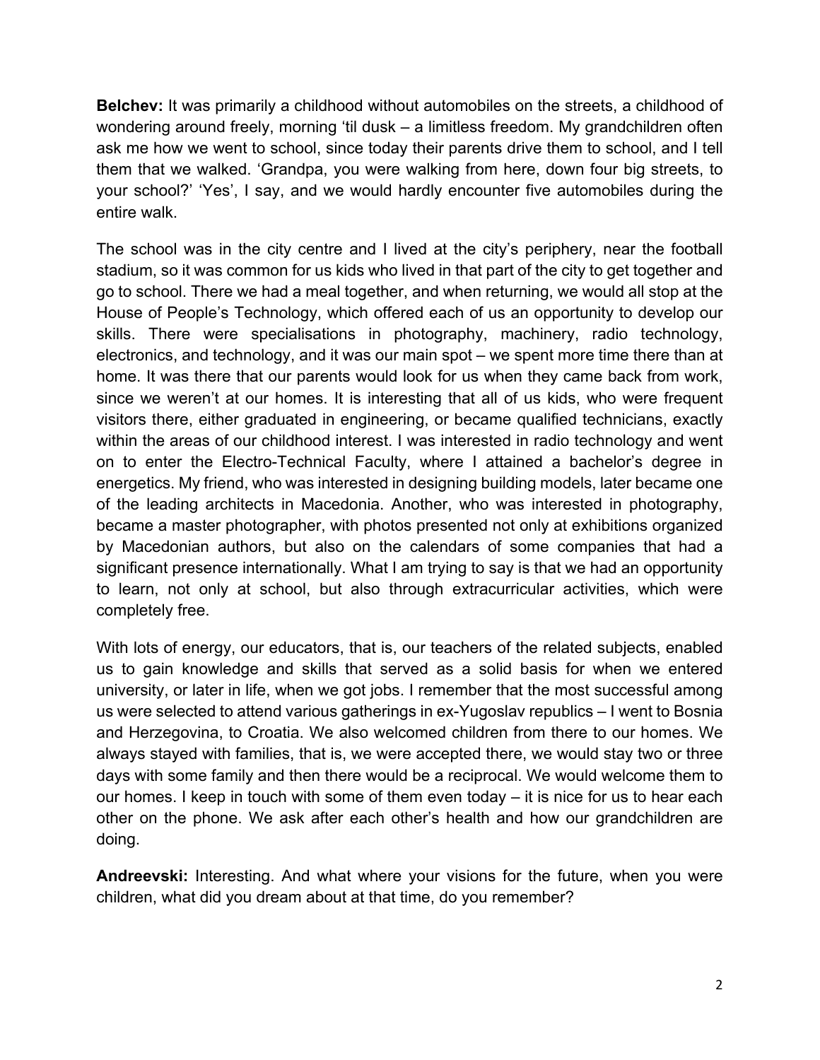**Belchev:** It was primarily a childhood without automobiles on the streets, a childhood of wondering around freely, morning 'til dusk – a limitless freedom. My grandchildren often ask me how we went to school, since today their parents drive them to school, and I tell them that we walked. 'Grandpa, you were walking from here, down four big streets, to your school?' 'Yes', I say, and we would hardly encounter five automobiles during the entire walk.

The school was in the city centre and I lived at the city's periphery, near the football stadium, so it was common for us kids who lived in that part of the city to get together and go to school. There we had a meal together, and when returning, we would all stop at the House of People's Technology, which offered each of us an opportunity to develop our skills. There were specialisations in photography, machinery, radio technology, electronics, and technology, and it was our main spot – we spent more time there than at home. It was there that our parents would look for us when they came back from work, since we weren't at our homes. It is interesting that all of us kids, who were frequent visitors there, either graduated in engineering, or became qualified technicians, exactly within the areas of our childhood interest. I was interested in radio technology and went on to enter the Electro-Technical Faculty, where I attained a bachelor's degree in energetics. My friend, who was interested in designing building models, later became one of the leading architects in Macedonia. Another, who was interested in photography, became a master photographer, with photos presented not only at exhibitions organized by Macedonian authors, but also on the calendars of some companies that had a significant presence internationally. What I am trying to say is that we had an opportunity to learn, not only at school, but also through extracurricular activities, which were completely free.

With lots of energy, our educators, that is, our teachers of the related subjects, enabled us to gain knowledge and skills that served as a solid basis for when we entered university, or later in life, when we got jobs. I remember that the most successful among us were selected to attend various gatherings in ex-Yugoslav republics – I went to Bosnia and Herzegovina, to Croatia. We also welcomed children from there to our homes. We always stayed with families, that is, we were accepted there, we would stay two or three days with some family and then there would be a reciprocal. We would welcome them to our homes. I keep in touch with some of them even today – it is nice for us to hear each other on the phone. We ask after each other's health and how our grandchildren are doing.

**Andreevski:** Interesting. And what where your visions for the future, when you were children, what did you dream about at that time, do you remember?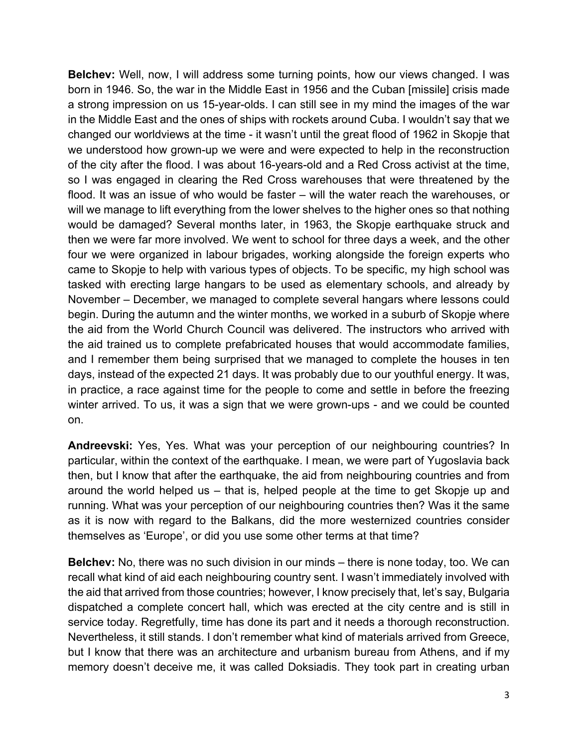**Belchev:** Well, now, I will address some turning points, how our views changed. I was born in 1946. So, the war in the Middle East in 1956 and the Cuban [missile] crisis made a strong impression on us 15-year-olds. I can still see in my mind the images of the war in the Middle East and the ones of ships with rockets around Cuba. I wouldn't say that we changed our worldviews at the time - it wasn't until the great flood of 1962 in Skopje that we understood how grown-up we were and were expected to help in the reconstruction of the city after the flood. I was about 16-years-old and a Red Cross activist at the time, so I was engaged in clearing the Red Cross warehouses that were threatened by the flood. It was an issue of who would be faster – will the water reach the warehouses, or will we manage to lift everything from the lower shelves to the higher ones so that nothing would be damaged? Several months later, in 1963, the Skopje earthquake struck and then we were far more involved. We went to school for three days a week, and the other four we were organized in labour brigades, working alongside the foreign experts who came to Skopje to help with various types of objects. To be specific, my high school was tasked with erecting large hangars to be used as elementary schools, and already by November – December, we managed to complete several hangars where lessons could begin. During the autumn and the winter months, we worked in a suburb of Skopje where the aid from the World Church Council was delivered. The instructors who arrived with the aid trained us to complete prefabricated houses that would accommodate families, and I remember them being surprised that we managed to complete the houses in ten days, instead of the expected 21 days. It was probably due to our youthful energy. It was, in practice, a race against time for the people to come and settle in before the freezing winter arrived. To us, it was a sign that we were grown-ups - and we could be counted on.

**Andreevski:** Yes, Yes. What was your perception of our neighbouring countries? In particular, within the context of the earthquake. I mean, we were part of Yugoslavia back then, but I know that after the earthquake, the aid from neighbouring countries and from around the world helped us – that is, helped people at the time to get Skopje up and running. What was your perception of our neighbouring countries then? Was it the same as it is now with regard to the Balkans, did the more westernized countries consider themselves as 'Europe', or did you use some other terms at that time?

**Belchev:** No, there was no such division in our minds – there is none today, too. We can recall what kind of aid each neighbouring country sent. I wasn't immediately involved with the aid that arrived from those countries; however, I know precisely that, let's say, Bulgaria dispatched a complete concert hall, which was erected at the city centre and is still in service today. Regretfully, time has done its part and it needs a thorough reconstruction. Nevertheless, it still stands. I don't remember what kind of materials arrived from Greece, but I know that there was an architecture and urbanism bureau from Athens, and if my memory doesn't deceive me, it was called Doksiadis. They took part in creating urban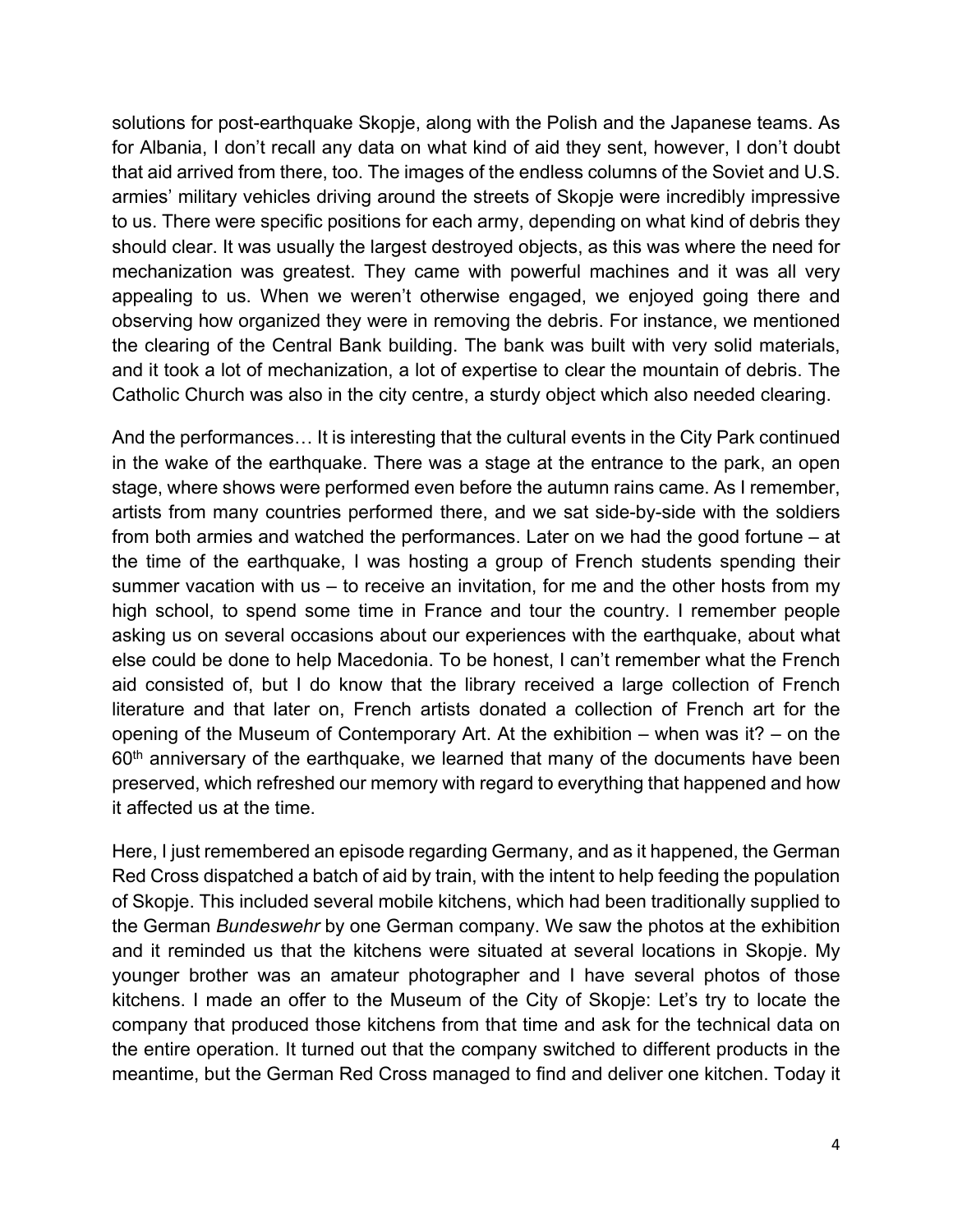solutions for post-earthquake Skopje, along with the Polish and the Japanese teams. As for Albania, I don't recall any data on what kind of aid they sent, however, I don't doubt that aid arrived from there, too. The images of the endless columns of the Soviet and U.S. armies' military vehicles driving around the streets of Skopje were incredibly impressive to us. There were specific positions for each army, depending on what kind of debris they should clear. It was usually the largest destroyed objects, as this was where the need for mechanization was greatest. They came with powerful machines and it was all very appealing to us. When we weren't otherwise engaged, we enjoyed going there and observing how organized they were in removing the debris. For instance, we mentioned the clearing of the Central Bank building. The bank was built with very solid materials, and it took a lot of mechanization, a lot of expertise to clear the mountain of debris. The Catholic Church was also in the city centre, a sturdy object which also needed clearing.

And the performances… It is interesting that the cultural events in the City Park continued in the wake of the earthquake. There was a stage at the entrance to the park, an open stage, where shows were performed even before the autumn rains came. As I remember, artists from many countries performed there, and we sat side-by-side with the soldiers from both armies and watched the performances. Later on we had the good fortune – at the time of the earthquake, I was hosting a group of French students spending their summer vacation with us – to receive an invitation, for me and the other hosts from my high school, to spend some time in France and tour the country. I remember people asking us on several occasions about our experiences with the earthquake, about what else could be done to help Macedonia. To be honest, I can't remember what the French aid consisted of, but I do know that the library received a large collection of French literature and that later on, French artists donated a collection of French art for the opening of the Museum of Contemporary Art. At the exhibition – when was it? – on the 60th anniversary of the earthquake, we learned that many of the documents have been preserved, which refreshed our memory with regard to everything that happened and how it affected us at the time.

Here, I just remembered an episode regarding Germany, and as it happened, the German Red Cross dispatched a batch of aid by train, with the intent to help feeding the population of Skopje. This included several mobile kitchens, which had been traditionally supplied to the German *Bundeswehr* by one German company. We saw the photos at the exhibition and it reminded us that the kitchens were situated at several locations in Skopje. My younger brother was an amateur photographer and I have several photos of those kitchens. I made an offer to the Museum of the City of Skopje: Let's try to locate the company that produced those kitchens from that time and ask for the technical data on the entire operation. It turned out that the company switched to different products in the meantime, but the German Red Cross managed to find and deliver one kitchen. Today it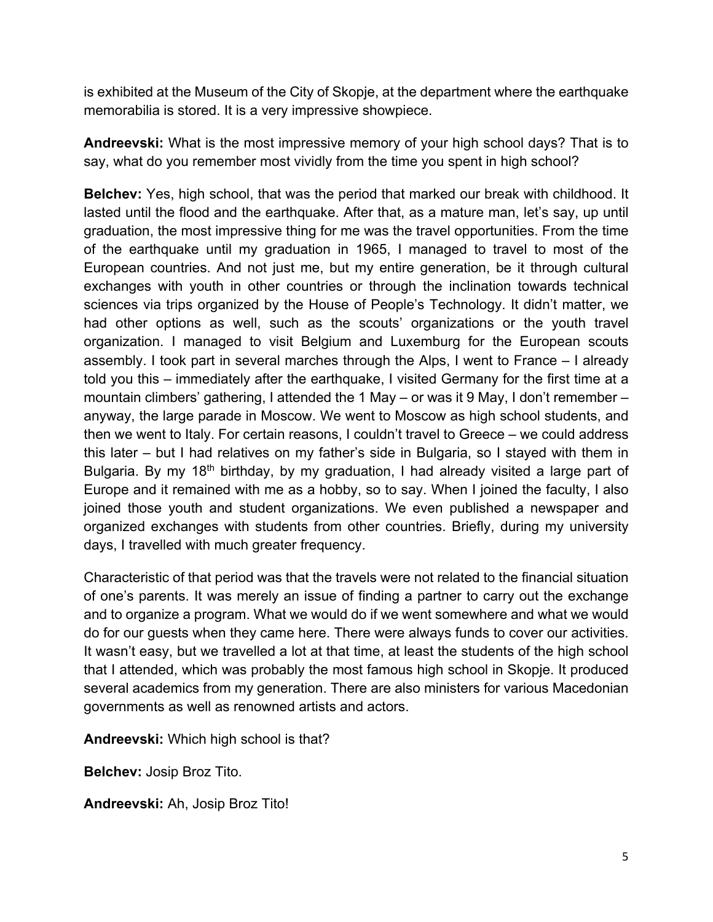is exhibited at the Museum of the City of Skopje, at the department where the earthquake memorabilia is stored. It is a very impressive showpiece.

**Andreevski:** What is the most impressive memory of your high school days? That is to say, what do you remember most vividly from the time you spent in high school?

**Belchev:** Yes, high school, that was the period that marked our break with childhood. It lasted until the flood and the earthquake. After that, as a mature man, let's say, up until graduation, the most impressive thing for me was the travel opportunities. From the time of the earthquake until my graduation in 1965, I managed to travel to most of the European countries. And not just me, but my entire generation, be it through cultural exchanges with youth in other countries or through the inclination towards technical sciences via trips organized by the House of People's Technology. It didn't matter, we had other options as well, such as the scouts' organizations or the youth travel organization. I managed to visit Belgium and Luxemburg for the European scouts assembly. I took part in several marches through the Alps, I went to France – I already told you this – immediately after the earthquake, I visited Germany for the first time at a mountain climbers' gathering, I attended the 1 May – or was it 9 May, I don't remember – anyway, the large parade in Moscow. We went to Moscow as high school students, and then we went to Italy. For certain reasons, I couldn't travel to Greece – we could address this later – but I had relatives on my father's side in Bulgaria, so I stayed with them in Bulgaria. By my 18th birthday, by my graduation, I had already visited a large part of Europe and it remained with me as a hobby, so to say. When I joined the faculty, I also joined those youth and student organizations. We even published a newspaper and organized exchanges with students from other countries. Briefly, during my university days, I travelled with much greater frequency.

Characteristic of that period was that the travels were not related to the financial situation of one's parents. It was merely an issue of finding a partner to carry out the exchange and to organize a program. What we would do if we went somewhere and what we would do for our guests when they came here. There were always funds to cover our activities. It wasn't easy, but we travelled a lot at that time, at least the students of the high school that I attended, which was probably the most famous high school in Skopje. It produced several academics from my generation. There are also ministers for various Macedonian governments as well as renowned artists and actors.

**Andreevski:** Which high school is that?

**Belchev:** Josip Broz Tito.

**Andreevski:** Ah, Josip Broz Tito!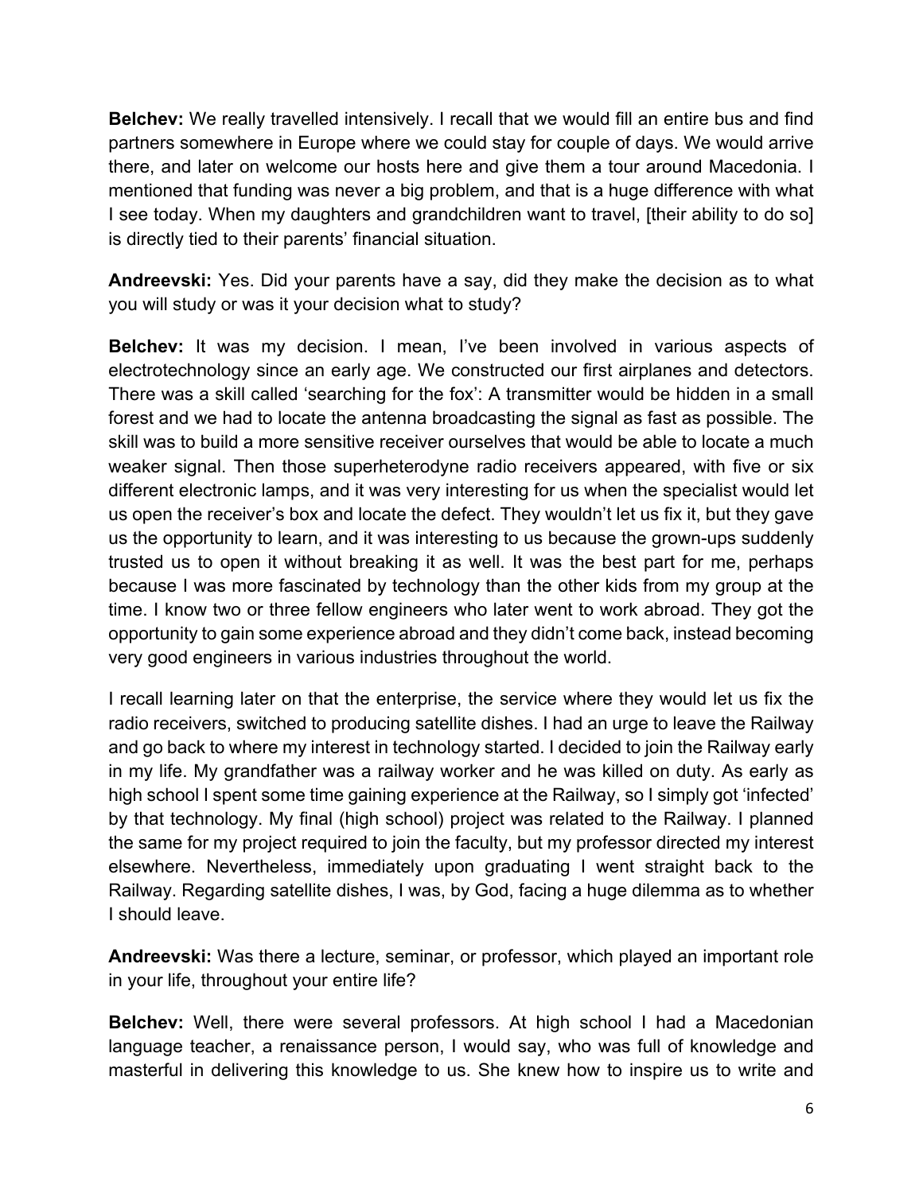**Belchev:** We really travelled intensively. I recall that we would fill an entire bus and find partners somewhere in Europe where we could stay for couple of days. We would arrive there, and later on welcome our hosts here and give them a tour around Macedonia. I mentioned that funding was never a big problem, and that is a huge difference with what I see today. When my daughters and grandchildren want to travel, [their ability to do so] is directly tied to their parents' financial situation.

**Andreevski:** Yes. Did your parents have a say, did they make the decision as to what you will study or was it your decision what to study?

**Belchev:** It was my decision. I mean, I've been involved in various aspects of electrotechnology since an early age. We constructed our first airplanes and detectors. There was a skill called 'searching for the fox': A transmitter would be hidden in a small forest and we had to locate the antenna broadcasting the signal as fast as possible. The skill was to build a more sensitive receiver ourselves that would be able to locate a much weaker signal. Then those superheterodyne radio receivers appeared, with five or six different electronic lamps, and it was very interesting for us when the specialist would let us open the receiver's box and locate the defect. They wouldn't let us fix it, but they gave us the opportunity to learn, and it was interesting to us because the grown-ups suddenly trusted us to open it without breaking it as well. It was the best part for me, perhaps because I was more fascinated by technology than the other kids from my group at the time. I know two or three fellow engineers who later went to work abroad. They got the opportunity to gain some experience abroad and they didn't come back, instead becoming very good engineers in various industries throughout the world.

I recall learning later on that the enterprise, the service where they would let us fix the radio receivers, switched to producing satellite dishes. I had an urge to leave the Railway and go back to where my interest in technology started. I decided to join the Railway early in my life. My grandfather was a railway worker and he was killed on duty. As early as high school I spent some time gaining experience at the Railway, so I simply got 'infected' by that technology. My final (high school) project was related to the Railway. I planned the same for my project required to join the faculty, but my professor directed my interest elsewhere. Nevertheless, immediately upon graduating I went straight back to the Railway. Regarding satellite dishes, I was, by God, facing a huge dilemma as to whether I should leave.

**Andreevski:** Was there a lecture, seminar, or professor, which played an important role in your life, throughout your entire life?

**Belchev:** Well, there were several professors. At high school I had a Macedonian language teacher, a renaissance person, I would say, who was full of knowledge and masterful in delivering this knowledge to us. She knew how to inspire us to write and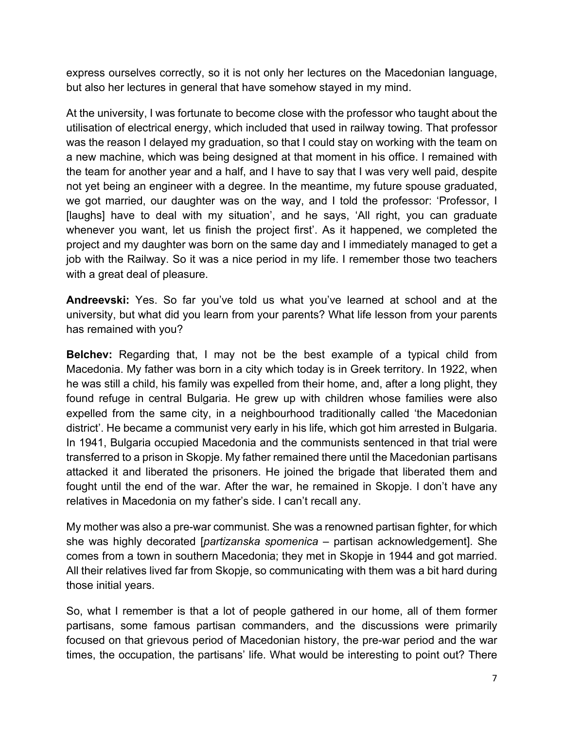express ourselves correctly, so it is not only her lectures on the Macedonian language, but also her lectures in general that have somehow stayed in my mind.

At the university, I was fortunate to become close with the professor who taught about the utilisation of electrical energy, which included that used in railway towing. That professor was the reason I delayed my graduation, so that I could stay on working with the team on a new machine, which was being designed at that moment in his office. I remained with the team for another year and a half, and I have to say that I was very well paid, despite not yet being an engineer with a degree. In the meantime, my future spouse graduated, we got married, our daughter was on the way, and I told the professor: 'Professor, I [laughs] have to deal with my situation', and he says, 'All right, you can graduate whenever you want, let us finish the project first'. As it happened, we completed the project and my daughter was born on the same day and I immediately managed to get a job with the Railway. So it was a nice period in my life. I remember those two teachers with a great deal of pleasure.

**Andreevski:** Yes. So far you've told us what you've learned at school and at the university, but what did you learn from your parents? What life lesson from your parents has remained with you?

**Belchev:** Regarding that, I may not be the best example of a typical child from Macedonia. My father was born in a city which today is in Greek territory. In 1922, when he was still a child, his family was expelled from their home, and, after a long plight, they found refuge in central Bulgaria. He grew up with children whose families were also expelled from the same city, in a neighbourhood traditionally called 'the Macedonian district'. He became a communist very early in his life, which got him arrested in Bulgaria. In 1941, Bulgaria occupied Macedonia and the communists sentenced in that trial were transferred to a prison in Skopje. My father remained there until the Macedonian partisans attacked it and liberated the prisoners. He joined the brigade that liberated them and fought until the end of the war. After the war, he remained in Skopje. I don't have any relatives in Macedonia on my father's side. I can't recall any.

My mother was also a pre-war communist. She was a renowned partisan fighter, for which she was highly decorated [*partizanska spomenica* – partisan acknowledgement]. She comes from a town in southern Macedonia; they met in Skopje in 1944 and got married. All their relatives lived far from Skopje, so communicating with them was a bit hard during those initial years.

So, what I remember is that a lot of people gathered in our home, all of them former partisans, some famous partisan commanders, and the discussions were primarily focused on that grievous period of Macedonian history, the pre-war period and the war times, the occupation, the partisans' life. What would be interesting to point out? There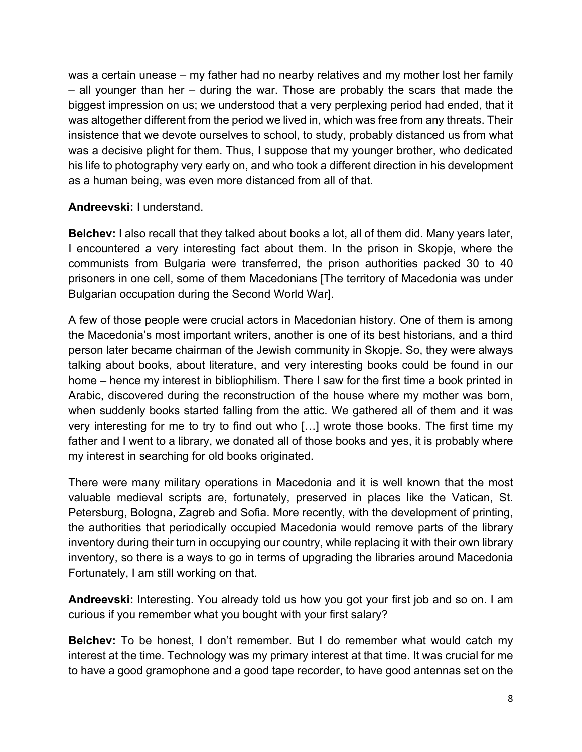was a certain unease – my father had no nearby relatives and my mother lost her family – all younger than her – during the war. Those are probably the scars that made the biggest impression on us; we understood that a very perplexing period had ended, that it was altogether different from the period we lived in, which was free from any threats. Their insistence that we devote ourselves to school, to study, probably distanced us from what was a decisive plight for them. Thus, I suppose that my younger brother, who dedicated his life to photography very early on, and who took a different direction in his development as a human being, was even more distanced from all of that.

**Andreevski:** I understand.

**Belchev:** I also recall that they talked about books a lot, all of them did. Many years later, I encountered a very interesting fact about them. In the prison in Skopje, where the communists from Bulgaria were transferred, the prison authorities packed 30 to 40 prisoners in one cell, some of them Macedonians [The territory of Macedonia was under Bulgarian occupation during the Second World War].

A few of those people were crucial actors in Macedonian history. One of them is among the Macedonia's most important writers, another is one of its best historians, and a third person later became chairman of the Jewish community in Skopje. So, they were always talking about books, about literature, and very interesting books could be found in our home – hence my interest in bibliophilism. There I saw for the first time a book printed in Arabic, discovered during the reconstruction of the house where my mother was born, when suddenly books started falling from the attic. We gathered all of them and it was very interesting for me to try to find out who […] wrote those books. The first time my father and I went to a library, we donated all of those books and yes, it is probably where my interest in searching for old books originated.

There were many military operations in Macedonia and it is well known that the most valuable medieval scripts are, fortunately, preserved in places like the Vatican, St. Petersburg, Bologna, Zagreb and Sofia. More recently, with the development of printing, the authorities that periodically occupied Macedonia would remove parts of the library inventory during their turn in occupying our country, while replacing it with their own library inventory, so there is a ways to go in terms of upgrading the libraries around Macedonia Fortunately, I am still working on that.

**Andreevski:** Interesting. You already told us how you got your first job and so on. I am curious if you remember what you bought with your first salary?

**Belchev:** To be honest, I don't remember. But I do remember what would catch my interest at the time. Technology was my primary interest at that time. It was crucial for me to have a good gramophone and a good tape recorder, to have good antennas set on the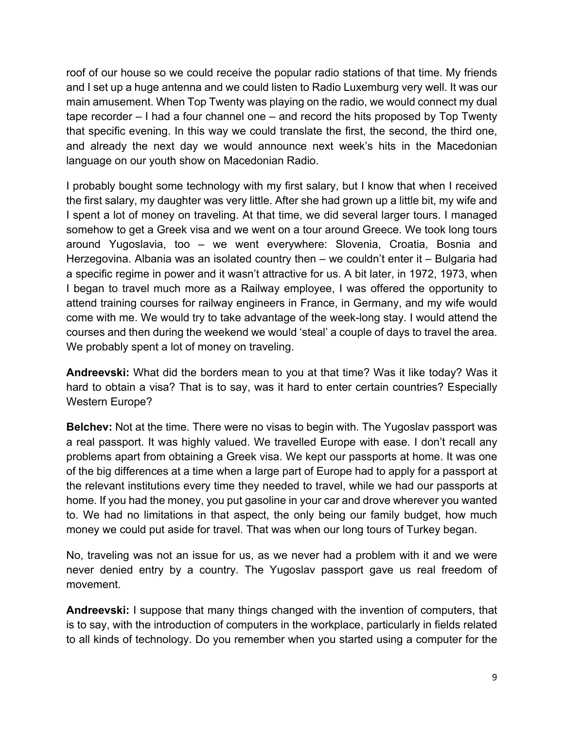roof of our house so we could receive the popular radio stations of that time. My friends and I set up a huge antenna and we could listen to Radio Luxemburg very well. It was our main amusement. When Top Twenty was playing on the radio, we would connect my dual tape recorder – I had a four channel one – and record the hits proposed by Top Twenty that specific evening. In this way we could translate the first, the second, the third one, and already the next day we would announce next week's hits in the Macedonian language on our youth show on Macedonian Radio.

I probably bought some technology with my first salary, but I know that when I received the first salary, my daughter was very little. After she had grown up a little bit, my wife and I spent a lot of money on traveling. At that time, we did several larger tours. I managed somehow to get a Greek visa and we went on a tour around Greece. We took long tours around Yugoslavia, too – we went everywhere: Slovenia, Croatia, Bosnia and Herzegovina. Albania was an isolated country then – we couldn't enter it – Bulgaria had a specific regime in power and it wasn't attractive for us. A bit later, in 1972, 1973, when I began to travel much more as a Railway employee, I was offered the opportunity to attend training courses for railway engineers in France, in Germany, and my wife would come with me. We would try to take advantage of the week-long stay. I would attend the courses and then during the weekend we would 'steal' a couple of days to travel the area. We probably spent a lot of money on traveling.

**Andreevski:** What did the borders mean to you at that time? Was it like today? Was it hard to obtain a visa? That is to say, was it hard to enter certain countries? Especially Western Europe?

**Belchev:** Not at the time. There were no visas to begin with. The Yugoslav passport was a real passport. It was highly valued. We travelled Europe with ease. I don't recall any problems apart from obtaining a Greek visa. We kept our passports at home. It was one of the big differences at a time when a large part of Europe had to apply for a passport at the relevant institutions every time they needed to travel, while we had our passports at home. If you had the money, you put gasoline in your car and drove wherever you wanted to. We had no limitations in that aspect, the only being our family budget, how much money we could put aside for travel. That was when our long tours of Turkey began.

No, traveling was not an issue for us, as we never had a problem with it and we were never denied entry by a country. The Yugoslav passport gave us real freedom of movement.

**Andreevski:** I suppose that many things changed with the invention of computers, that is to say, with the introduction of computers in the workplace, particularly in fields related to all kinds of technology. Do you remember when you started using a computer for the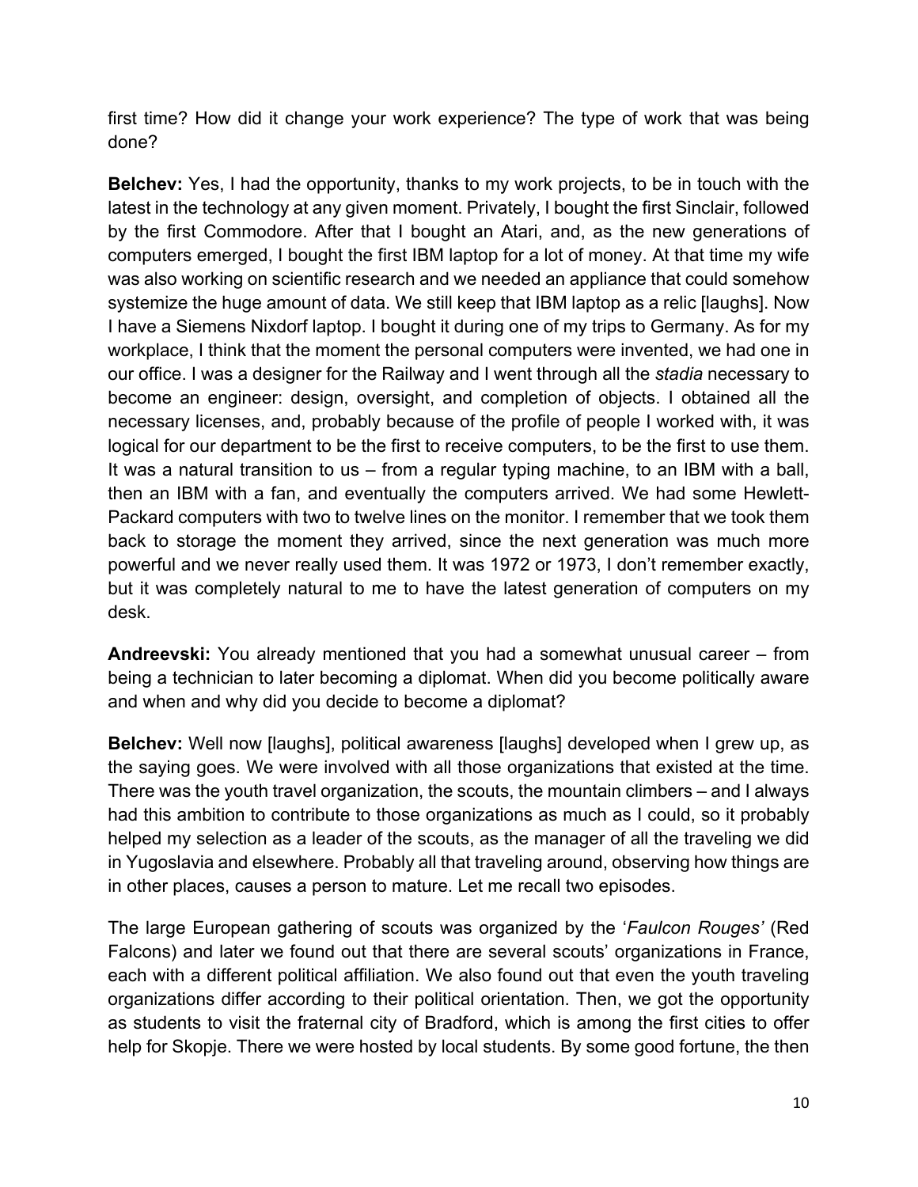first time? How did it change your work experience? The type of work that was being done?

**Belchev:** Yes, I had the opportunity, thanks to my work projects, to be in touch with the latest in the technology at any given moment. Privately, I bought the first Sinclair, followed by the first Commodore. After that I bought an Atari, and, as the new generations of computers emerged, I bought the first IBM laptop for a lot of money. At that time my wife was also working on scientific research and we needed an appliance that could somehow systemize the huge amount of data. We still keep that IBM laptop as a relic [laughs]. Now I have a Siemens Nixdorf laptop. I bought it during one of my trips to Germany. As for my workplace, I think that the moment the personal computers were invented, we had one in our office. I was a designer for the Railway and I went through all the *stadia* necessary to become an engineer: design, oversight, and completion of objects. I obtained all the necessary licenses, and, probably because of the profile of people I worked with, it was logical for our department to be the first to receive computers, to be the first to use them. It was a natural transition to us – from a regular typing machine, to an IBM with a ball, then an IBM with a fan, and eventually the computers arrived. We had some Hewlett-Packard computers with two to twelve lines on the monitor. I remember that we took them back to storage the moment they arrived, since the next generation was much more powerful and we never really used them. It was 1972 or 1973, I don't remember exactly, but it was completely natural to me to have the latest generation of computers on my desk.

**Andreevski:** You already mentioned that you had a somewhat unusual career – from being a technician to later becoming a diplomat. When did you become politically aware and when and why did you decide to become a diplomat?

**Belchev:** Well now [laughs], political awareness [laughs] developed when I grew up, as the saying goes. We were involved with all those organizations that existed at the time. There was the youth travel organization, the scouts, the mountain climbers – and I always had this ambition to contribute to those organizations as much as I could, so it probably helped my selection as a leader of the scouts, as the manager of all the traveling we did in Yugoslavia and elsewhere. Probably all that traveling around, observing how things are in other places, causes a person to mature. Let me recall two episodes.

The large European gathering of scouts was organized by the '*Faulcon Rouges'* (Red Falcons) and later we found out that there are several scouts' organizations in France, each with a different political affiliation. We also found out that even the youth traveling organizations differ according to their political orientation. Then, we got the opportunity as students to visit the fraternal city of Bradford, which is among the first cities to offer help for Skopje. There we were hosted by local students. By some good fortune, the then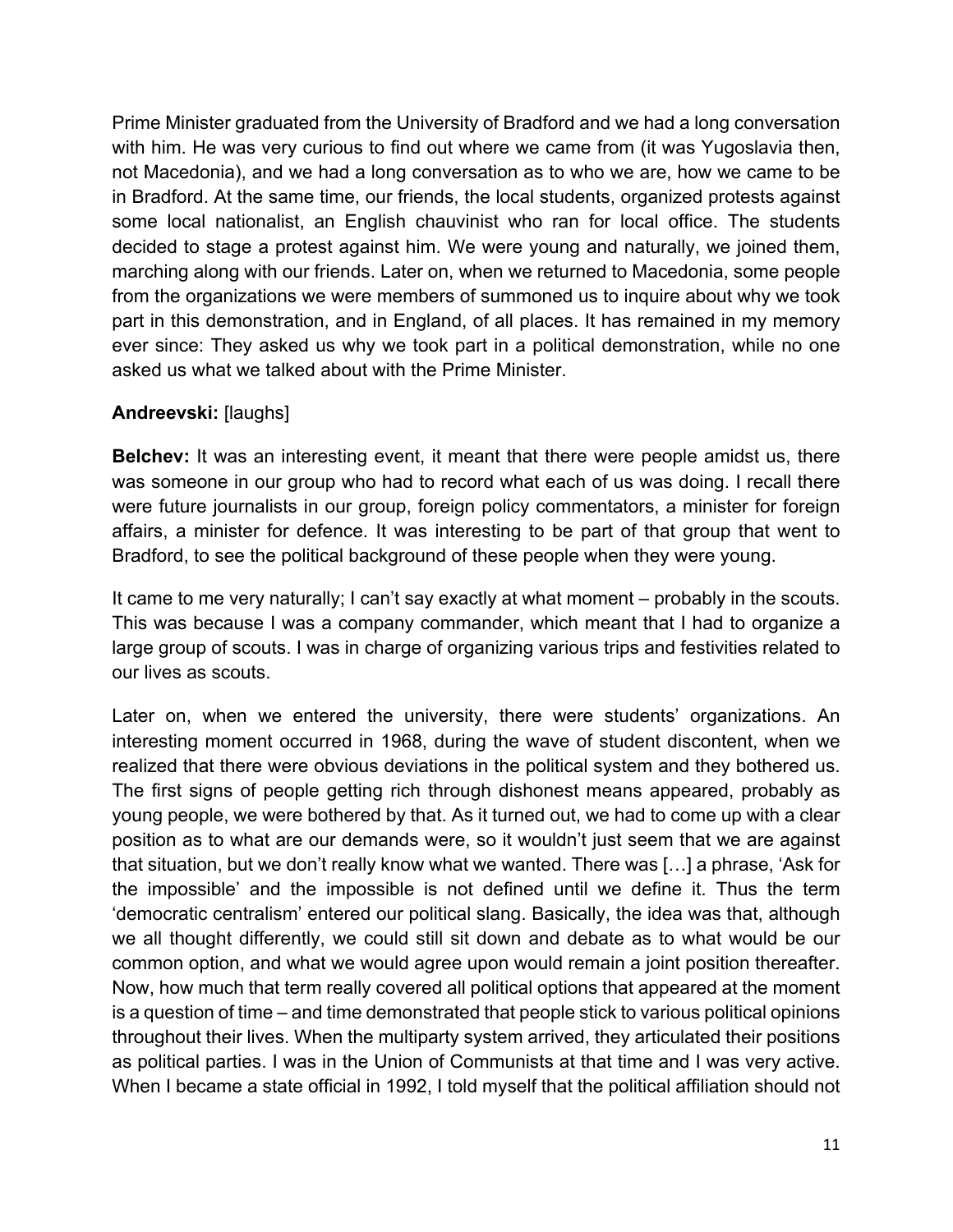Prime Minister graduated from the University of Bradford and we had a long conversation with him. He was very curious to find out where we came from (it was Yugoslavia then, not Macedonia), and we had a long conversation as to who we are, how we came to be in Bradford. At the same time, our friends, the local students, organized protests against some local nationalist, an English chauvinist who ran for local office. The students decided to stage a protest against him. We were young and naturally, we joined them, marching along with our friends. Later on, when we returned to Macedonia, some people from the organizations we were members of summoned us to inquire about why we took part in this demonstration, and in England, of all places. It has remained in my memory ever since: They asked us why we took part in a political demonstration, while no one asked us what we talked about with the Prime Minister.

**Andreevski:** [laughs]

**Belchev:** It was an interesting event, it meant that there were people amidst us, there was someone in our group who had to record what each of us was doing. I recall there were future journalists in our group, foreign policy commentators, a minister for foreign affairs, a minister for defence. It was interesting to be part of that group that went to Bradford, to see the political background of these people when they were young.

It came to me very naturally; I can't say exactly at what moment – probably in the scouts. This was because I was a company commander, which meant that I had to organize a large group of scouts. I was in charge of organizing various trips and festivities related to our lives as scouts.

Later on, when we entered the university, there were students' organizations. An interesting moment occurred in 1968, during the wave of student discontent, when we realized that there were obvious deviations in the political system and they bothered us. The first signs of people getting rich through dishonest means appeared, probably as young people, we were bothered by that. As it turned out, we had to come up with a clear position as to what are our demands were, so it wouldn't just seem that we are against that situation, but we don't really know what we wanted. There was […] a phrase, 'Ask for the impossible' and the impossible is not defined until we define it. Thus the term 'democratic centralism' entered our political slang. Basically, the idea was that, although we all thought differently, we could still sit down and debate as to what would be our common option, and what we would agree upon would remain a joint position thereafter. Now, how much that term really covered all political options that appeared at the moment is a question of time – and time demonstrated that people stick to various political opinions throughout their lives. When the multiparty system arrived, they articulated their positions as political parties. I was in the Union of Communists at that time and I was very active. When I became a state official in 1992, I told myself that the political affiliation should not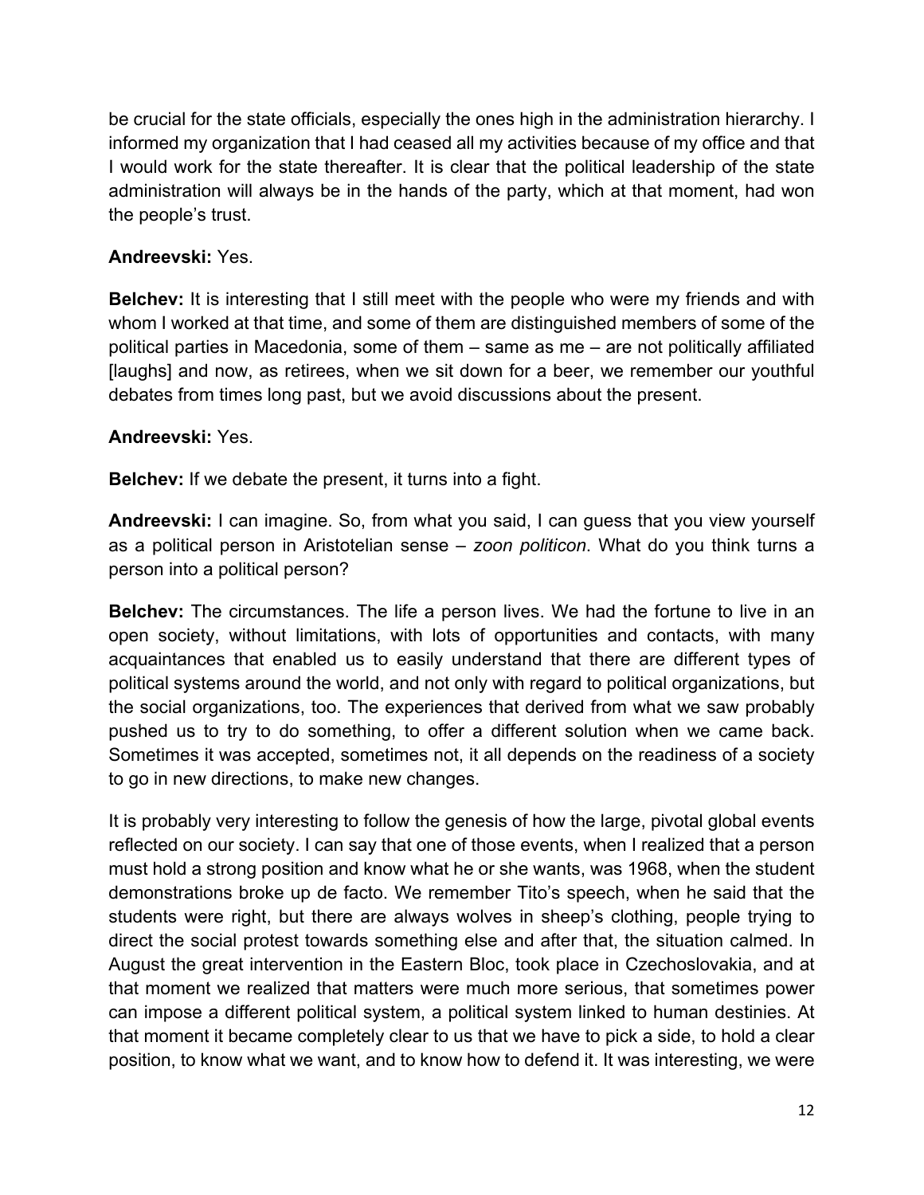be crucial for the state officials, especially the ones high in the administration hierarchy. I informed my organization that I had ceased all my activities because of my office and that I would work for the state thereafter. It is clear that the political leadership of the state administration will always be in the hands of the party, which at that moment, had won the people's trust.

**Andreevski:** Yes.

**Belchev:** It is interesting that I still meet with the people who were my friends and with whom I worked at that time, and some of them are distinguished members of some of the political parties in Macedonia, some of them – same as me – are not politically affiliated [laughs] and now, as retirees, when we sit down for a beer, we remember our youthful debates from times long past, but we avoid discussions about the present.

**Andreevski:** Yes.

**Belchev:** If we debate the present, it turns into a fight.

**Andreevski:** I can imagine. So, from what you said, I can guess that you view yourself as a political person in Aristotelian sense – *zoon politicon*. What do you think turns a person into a political person?

**Belchev:** The circumstances. The life a person lives. We had the fortune to live in an open society, without limitations, with lots of opportunities and contacts, with many acquaintances that enabled us to easily understand that there are different types of political systems around the world, and not only with regard to political organizations, but the social organizations, too. The experiences that derived from what we saw probably pushed us to try to do something, to offer a different solution when we came back. Sometimes it was accepted, sometimes not, it all depends on the readiness of a society to go in new directions, to make new changes.

It is probably very interesting to follow the genesis of how the large, pivotal global events reflected on our society. I can say that one of those events, when I realized that a person must hold a strong position and know what he or she wants, was 1968, when the student demonstrations broke up de facto. We remember Tito's speech, when he said that the students were right, but there are always wolves in sheep's clothing, people trying to direct the social protest towards something else and after that, the situation calmed. In August the great intervention in the Eastern Bloc, took place in Czechoslovakia, and at that moment we realized that matters were much more serious, that sometimes power can impose a different political system, a political system linked to human destinies. At that moment it became completely clear to us that we have to pick a side, to hold a clear position, to know what we want, and to know how to defend it. It was interesting, we were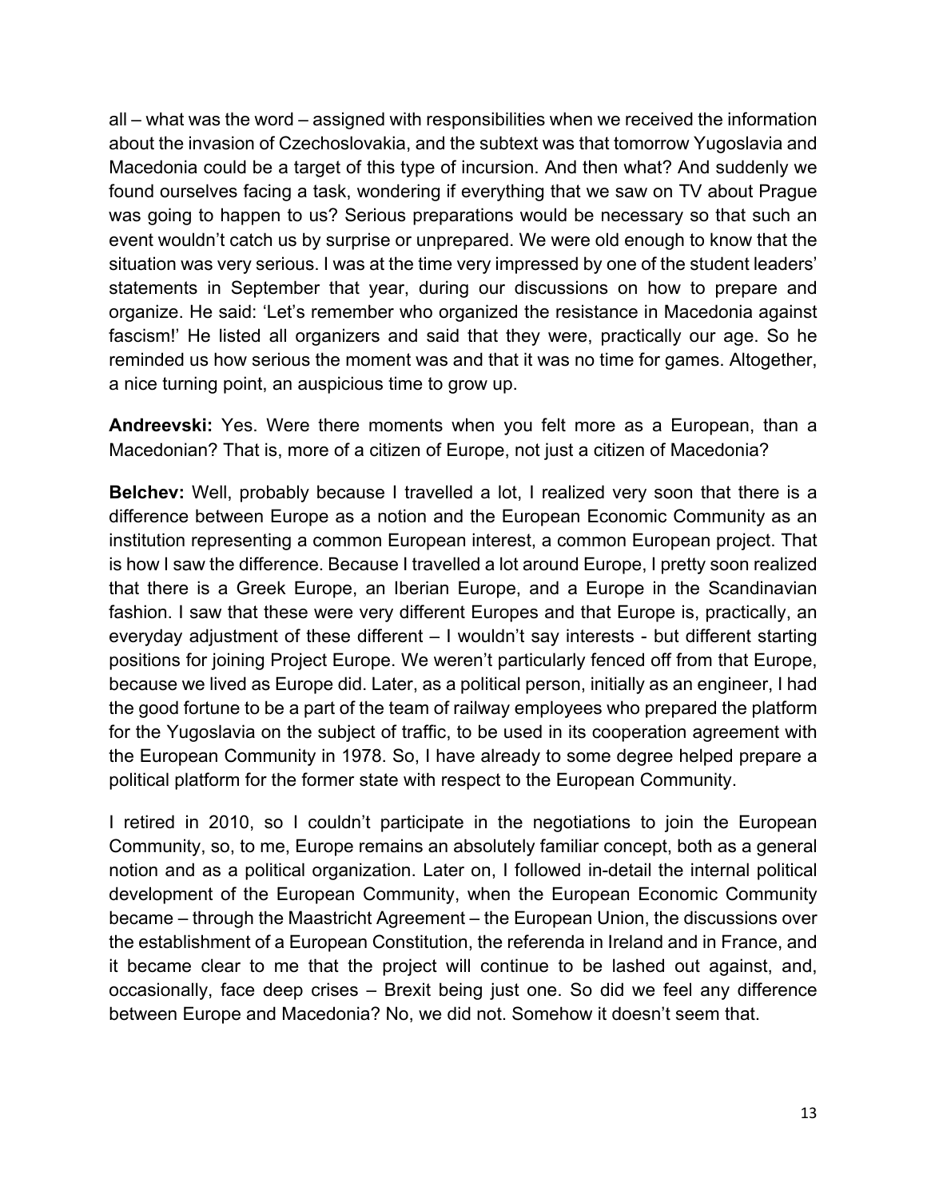all – what was the word – assigned with responsibilities when we received the information about the invasion of Czechoslovakia, and the subtext was that tomorrow Yugoslavia and Macedonia could be a target of this type of incursion. And then what? And suddenly we found ourselves facing a task, wondering if everything that we saw on TV about Prague was going to happen to us? Serious preparations would be necessary so that such an event wouldn't catch us by surprise or unprepared. We were old enough to know that the situation was very serious. I was at the time very impressed by one of the student leaders' statements in September that year, during our discussions on how to prepare and organize. He said: 'Let's remember who organized the resistance in Macedonia against fascism!' He listed all organizers and said that they were, practically our age. So he reminded us how serious the moment was and that it was no time for games. Altogether, a nice turning point, an auspicious time to grow up.

**Andreevski:** Yes. Were there moments when you felt more as a European, than a Macedonian? That is, more of a citizen of Europe, not just a citizen of Macedonia?

**Belchev:** Well, probably because I travelled a lot, I realized very soon that there is a difference between Europe as a notion and the European Economic Community as an institution representing a common European interest, a common European project. That is how I saw the difference. Because I travelled a lot around Europe, I pretty soon realized that there is a Greek Europe, an Iberian Europe, and a Europe in the Scandinavian fashion. I saw that these were very different Europes and that Europe is, practically, an everyday adjustment of these different – I wouldn't say interests - but different starting positions for joining Project Europe. We weren't particularly fenced off from that Europe, because we lived as Europe did. Later, as a political person, initially as an engineer, I had the good fortune to be a part of the team of railway employees who prepared the platform for the Yugoslavia on the subject of traffic, to be used in its cooperation agreement with the European Community in 1978. So, I have already to some degree helped prepare a political platform for the former state with respect to the European Community.

I retired in 2010, so I couldn't participate in the negotiations to join the European Community, so, to me, Europe remains an absolutely familiar concept, both as a general notion and as a political organization. Later on, I followed in-detail the internal political development of the European Community, when the European Economic Community became – through the Maastricht Agreement – the European Union, the discussions over the establishment of a European Constitution, the referenda in Ireland and in France, and it became clear to me that the project will continue to be lashed out against, and, occasionally, face deep crises – Brexit being just one. So did we feel any difference between Europe and Macedonia? No, we did not. Somehow it doesn't seem that.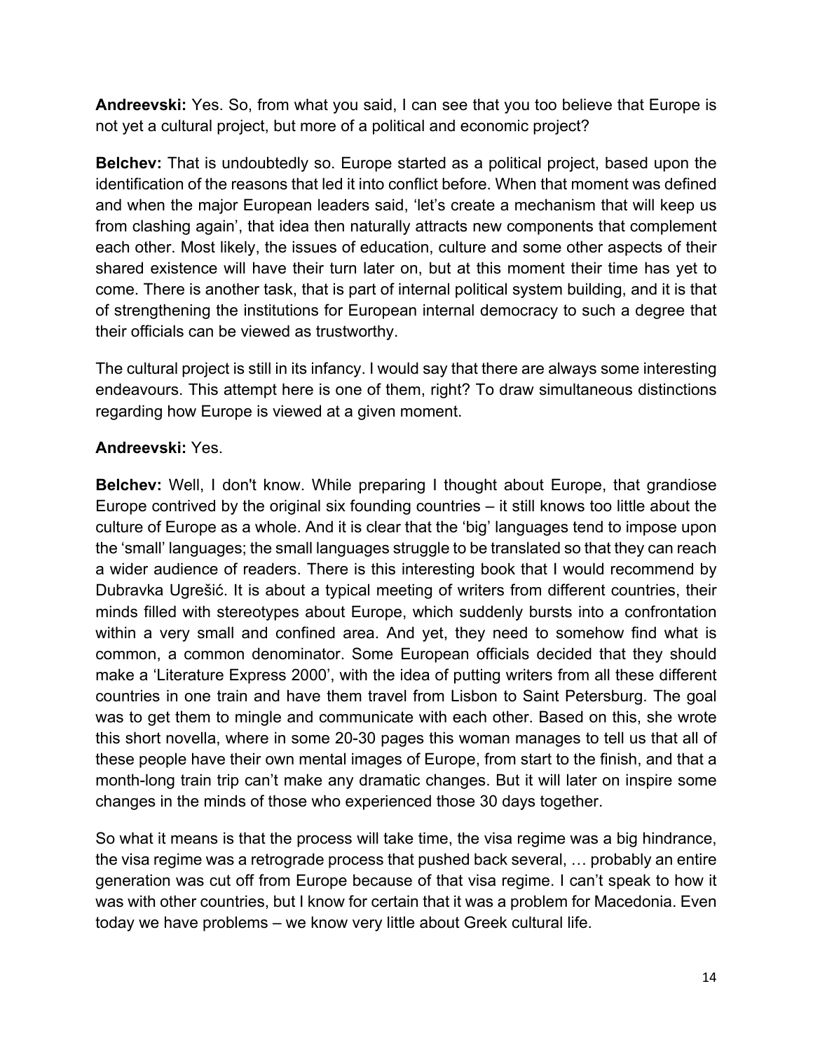**Andreevski:** Yes. So, from what you said, I can see that you too believe that Europe is not yet a cultural project, but more of a political and economic project?

**Belchev:** That is undoubtedly so. Europe started as a political project, based upon the identification of the reasons that led it into conflict before. When that moment was defined and when the major European leaders said, 'let's create a mechanism that will keep us from clashing again', that idea then naturally attracts new components that complement each other. Most likely, the issues of education, culture and some other aspects of their shared existence will have their turn later on, but at this moment their time has yet to come. There is another task, that is part of internal political system building, and it is that of strengthening the institutions for European internal democracy to such a degree that their officials can be viewed as trustworthy.

The cultural project is still in its infancy. I would say that there are always some interesting endeavours. This attempt here is one of them, right? To draw simultaneous distinctions regarding how Europe is viewed at a given moment.

**Andreevski:** Yes.

**Belchev:** Well, I don't know. While preparing I thought about Europe, that grandiose Europe contrived by the original six founding countries – it still knows too little about the culture of Europe as a whole. And it is clear that the 'big' languages tend to impose upon the 'small' languages; the small languages struggle to be translated so that they can reach a wider audience of readers. There is this interesting book that I would recommend by Dubravka Ugrešić. It is about a typical meeting of writers from different countries, their minds filled with stereotypes about Europe, which suddenly bursts into a confrontation within a very small and confined area. And yet, they need to somehow find what is common, a common denominator. Some European officials decided that they should make a 'Literature Express 2000', with the idea of putting writers from all these different countries in one train and have them travel from Lisbon to Saint Petersburg. The goal was to get them to mingle and communicate with each other. Based on this, she wrote this short novella, where in some 20-30 pages this woman manages to tell us that all of these people have their own mental images of Europe, from start to the finish, and that a month-long train trip can't make any dramatic changes. But it will later on inspire some changes in the minds of those who experienced those 30 days together.

So what it means is that the process will take time, the visa regime was a big hindrance, the visa regime was a retrograde process that pushed back several, … probably an entire generation was cut off from Europe because of that visa regime. I can't speak to how it was with other countries, but I know for certain that it was a problem for Macedonia. Even today we have problems – we know very little about Greek cultural life.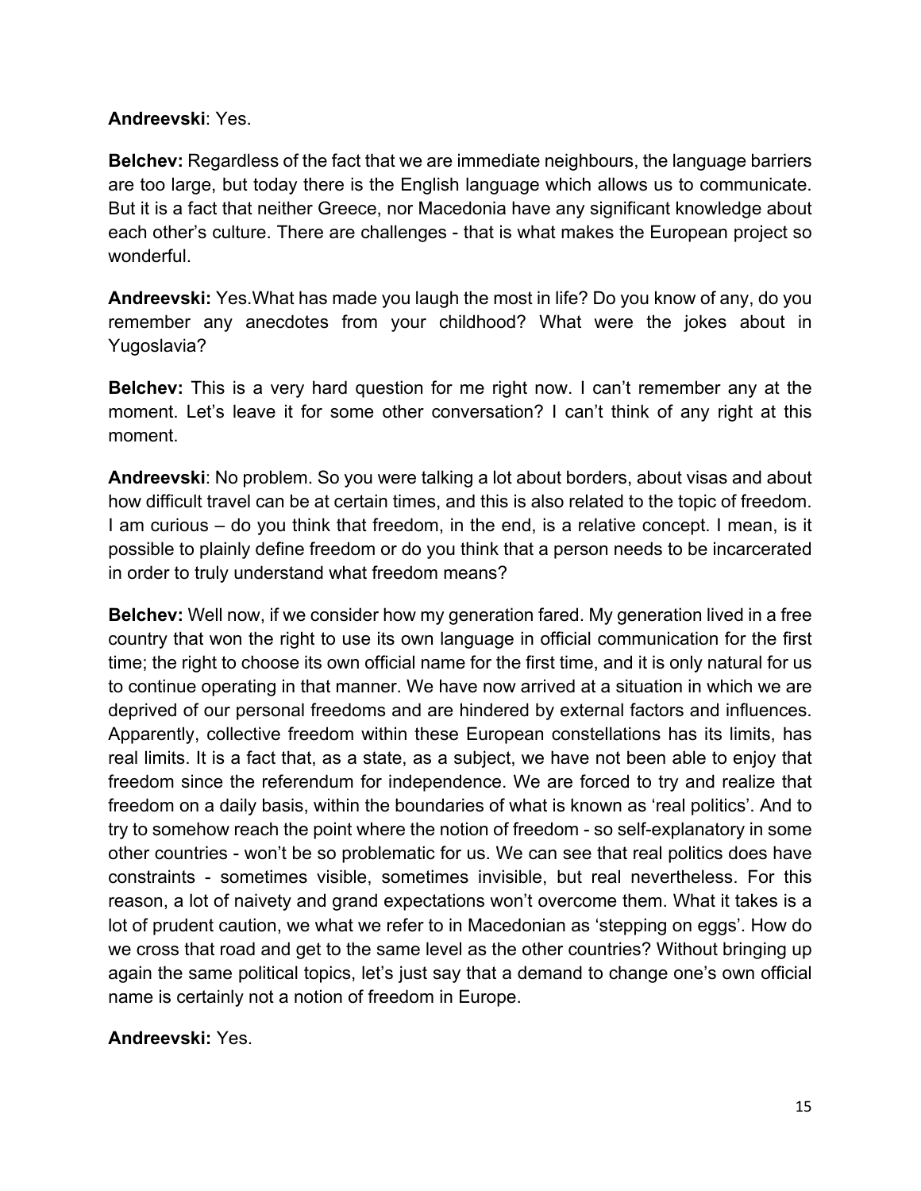**Andreevski**: Yes.

**Belchev:** Regardless of the fact that we are immediate neighbours, the language barriers are too large, but today there is the English language which allows us to communicate. But it is a fact that neither Greece, nor Macedonia have any significant knowledge about each other's culture. There are challenges - that is what makes the European project so wonderful.

**Andreevski:** Yes.What has made you laugh the most in life? Do you know of any, do you remember any anecdotes from your childhood? What were the jokes about in Yugoslavia?

**Belchev:** This is a very hard question for me right now. I can't remember any at the moment. Let's leave it for some other conversation? I can't think of any right at this moment.

**Andreevski**: No problem. So you were talking a lot about borders, about visas and about how difficult travel can be at certain times, and this is also related to the topic of freedom. I am curious – do you think that freedom, in the end, is a relative concept. I mean, is it possible to plainly define freedom or do you think that a person needs to be incarcerated in order to truly understand what freedom means?

**Belchev:** Well now, if we consider how my generation fared. My generation lived in a free country that won the right to use its own language in official communication for the first time; the right to choose its own official name for the first time, and it is only natural for us to continue operating in that manner. We have now arrived at a situation in which we are deprived of our personal freedoms and are hindered by external factors and influences. Apparently, collective freedom within these European constellations has its limits, has real limits. It is a fact that, as a state, as a subject, we have not been able to enjoy that freedom since the referendum for independence. We are forced to try and realize that freedom on a daily basis, within the boundaries of what is known as 'real politics'. And to try to somehow reach the point where the notion of freedom - so self-explanatory in some other countries - won't be so problematic for us. We can see that real politics does have constraints - sometimes visible, sometimes invisible, but real nevertheless. For this reason, a lot of naivety and grand expectations won't overcome them. What it takes is a lot of prudent caution, we what we refer to in Macedonian as 'stepping on eggs'. How do we cross that road and get to the same level as the other countries? Without bringing up again the same political topics, let's just say that a demand to change one's own official name is certainly not a notion of freedom in Europe.

**Andreevski:** Yes.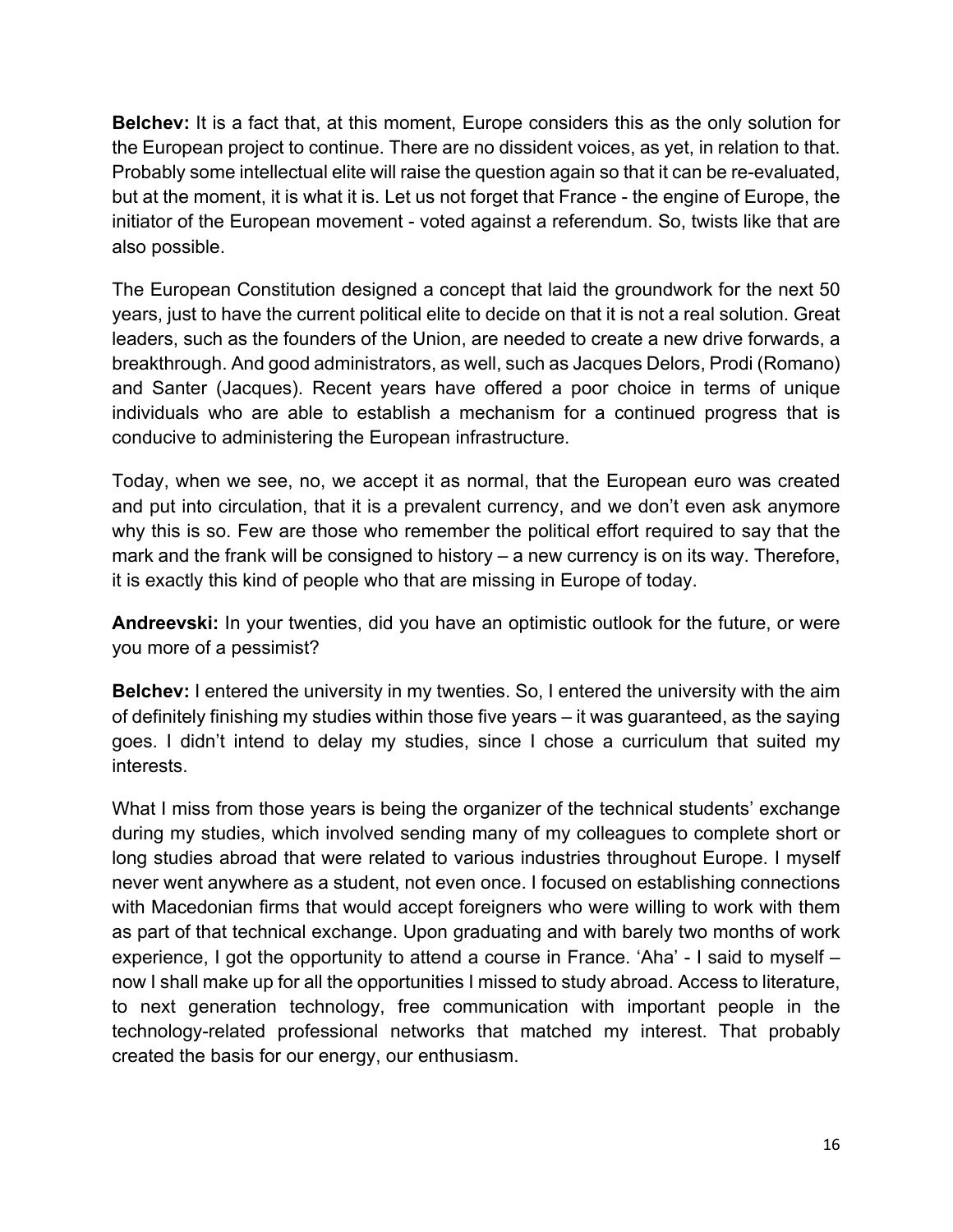**Belchev:** It is a fact that, at this moment, Europe considers this as the only solution for the European project to continue. There are no dissident voices, as yet, in relation to that. Probably some intellectual elite will raise the question again so that it can be re-evaluated, but at the moment, it is what it is. Let us not forget that France - the engine of Europe, the initiator of the European movement - voted against a referendum. So, twists like that are also possible.

The European Constitution designed a concept that laid the groundwork for the next 50 years, just to have the current political elite to decide on that it is not a real solution. Great leaders, such as the founders of the Union, are needed to create a new drive forwards, a breakthrough. And good administrators, as well, such as Jacques Delors, Prodi (Romano) and Santer (Jacques). Recent years have offered a poor choice in terms of unique individuals who are able to establish a mechanism for a continued progress that is conducive to administering the European infrastructure.

Today, when we see, no, we accept it as normal, that the European euro was created and put into circulation, that it is a prevalent currency, and we don't even ask anymore why this is so. Few are those who remember the political effort required to say that the mark and the frank will be consigned to history – a new currency is on its way. Therefore, it is exactly this kind of people who that are missing in Europe of today.

**Andreevski:** In your twenties, did you have an optimistic outlook for the future, or were you more of a pessimist?

**Belchev:** I entered the university in my twenties. So, I entered the university with the aim of definitely finishing my studies within those five years – it was guaranteed, as the saying goes. I didn't intend to delay my studies, since I chose a curriculum that suited my interests.

What I miss from those years is being the organizer of the technical students' exchange during my studies, which involved sending many of my colleagues to complete short or long studies abroad that were related to various industries throughout Europe. I myself never went anywhere as a student, not even once. I focused on establishing connections with Macedonian firms that would accept foreigners who were willing to work with them as part of that technical exchange. Upon graduating and with barely two months of work experience, I got the opportunity to attend a course in France. 'Aha' - I said to myself – now I shall make up for all the opportunities I missed to study abroad. Access to literature, to next generation technology, free communication with important people in the technology-related professional networks that matched my interest. That probably created the basis for our energy, our enthusiasm.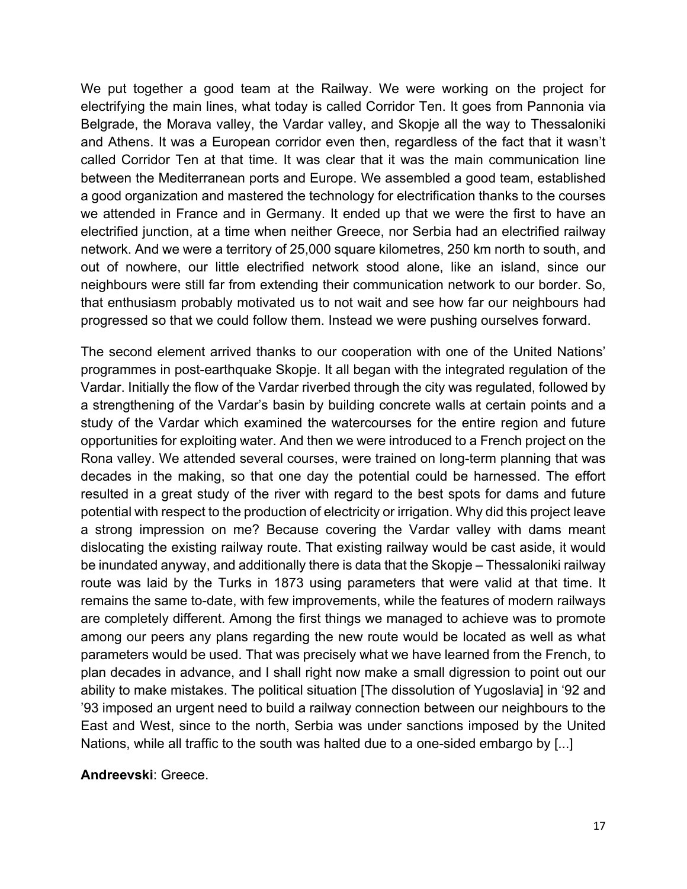We put together a good team at the Railway. We were working on the project for electrifying the main lines, what today is called Corridor Ten. It goes from Pannonia via Belgrade, the Morava valley, the Vardar valley, and Skopje all the way to Thessaloniki and Athens. It was a European corridor even then, regardless of the fact that it wasn't called Corridor Ten at that time. It was clear that it was the main communication line between the Mediterranean ports and Europe. We assembled a good team, established a good organization and mastered the technology for electrification thanks to the courses we attended in France and in Germany. It ended up that we were the first to have an electrified junction, at a time when neither Greece, nor Serbia had an electrified railway network. And we were a territory of 25,000 square kilometres, 250 km north to south, and out of nowhere, our little electrified network stood alone, like an island, since our neighbours were still far from extending their communication network to our border. So, that enthusiasm probably motivated us to not wait and see how far our neighbours had progressed so that we could follow them. Instead we were pushing ourselves forward.

The second element arrived thanks to our cooperation with one of the United Nations' programmes in post-earthquake Skopje. It all began with the integrated regulation of the Vardar. Initially the flow of the Vardar riverbed through the city was regulated, followed by a strengthening of the Vardar's basin by building concrete walls at certain points and a study of the Vardar which examined the watercourses for the entire region and future opportunities for exploiting water. And then we were introduced to a French project on the Rona valley. We attended several courses, were trained on long-term planning that was decades in the making, so that one day the potential could be harnessed. The effort resulted in a great study of the river with regard to the best spots for dams and future potential with respect to the production of electricity or irrigation. Why did this project leave a strong impression on me? Because covering the Vardar valley with dams meant dislocating the existing railway route. That existing railway would be cast aside, it would be inundated anyway, and additionally there is data that the Skopje – Thessaloniki railway route was laid by the Turks in 1873 using parameters that were valid at that time. It remains the same to-date, with few improvements, while the features of modern railways are completely different. Among the first things we managed to achieve was to promote among our peers any plans regarding the new route would be located as well as what parameters would be used. That was precisely what we have learned from the French, to plan decades in advance, and I shall right now make a small digression to point out our ability to make mistakes. The political situation [The dissolution of Yugoslavia] in '92 and '93 imposed an urgent need to build a railway connection between our neighbours to the East and West, since to the north, Serbia was under sanctions imposed by the United Nations, while all traffic to the south was halted due to a one-sided embargo by [...]

**Andreevski**: Greece.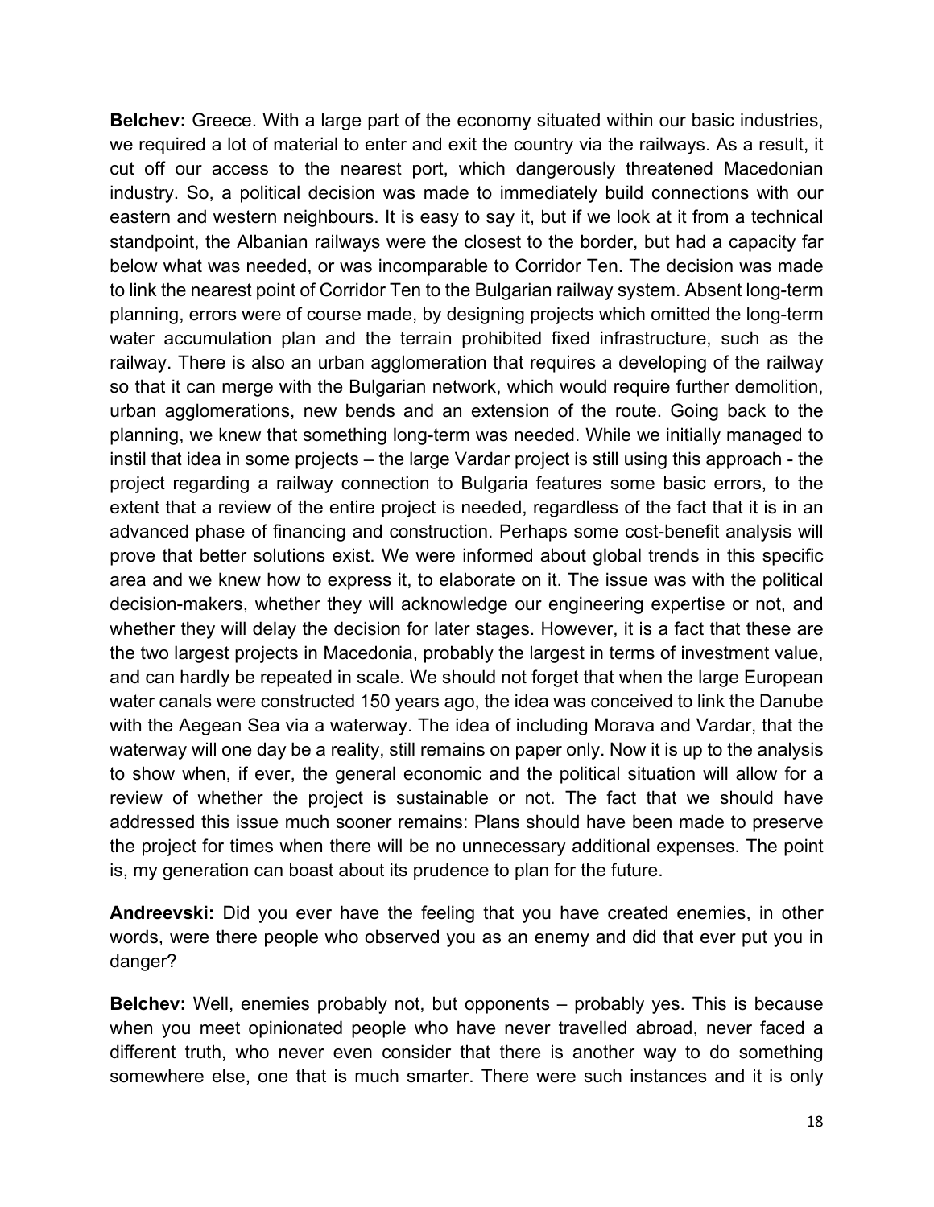**Belchev:** Greece. With a large part of the economy situated within our basic industries, we required a lot of material to enter and exit the country via the railways. As a result, it cut off our access to the nearest port, which dangerously threatened Macedonian industry. So, a political decision was made to immediately build connections with our eastern and western neighbours. It is easy to say it, but if we look at it from a technical standpoint, the Albanian railways were the closest to the border, but had a capacity far below what was needed, or was incomparable to Corridor Ten. The decision was made to link the nearest point of Corridor Ten to the Bulgarian railway system. Absent long-term planning, errors were of course made, by designing projects which omitted the long-term water accumulation plan and the terrain prohibited fixed infrastructure, such as the railway. There is also an urban agglomeration that requires a developing of the railway so that it can merge with the Bulgarian network, which would require further demolition, urban agglomerations, new bends and an extension of the route. Going back to the planning, we knew that something long-term was needed. While we initially managed to instil that idea in some projects – the large Vardar project is still using this approach - the project regarding a railway connection to Bulgaria features some basic errors, to the extent that a review of the entire project is needed, regardless of the fact that it is in an advanced phase of financing and construction. Perhaps some cost-benefit analysis will prove that better solutions exist. We were informed about global trends in this specific area and we knew how to express it, to elaborate on it. The issue was with the political decision-makers, whether they will acknowledge our engineering expertise or not, and whether they will delay the decision for later stages. However, it is a fact that these are the two largest projects in Macedonia, probably the largest in terms of investment value, and can hardly be repeated in scale. We should not forget that when the large European water canals were constructed 150 years ago, the idea was conceived to link the Danube with the Aegean Sea via a waterway. The idea of including Morava and Vardar, that the waterway will one day be a reality, still remains on paper only. Now it is up to the analysis to show when, if ever, the general economic and the political situation will allow for a review of whether the project is sustainable or not. The fact that we should have addressed this issue much sooner remains: Plans should have been made to preserve the project for times when there will be no unnecessary additional expenses. The point is, my generation can boast about its prudence to plan for the future.

**Andreevski:** Did you ever have the feeling that you have created enemies, in other words, were there people who observed you as an enemy and did that ever put you in danger?

**Belchev:** Well, enemies probably not, but opponents – probably yes. This is because when you meet opinionated people who have never travelled abroad, never faced a different truth, who never even consider that there is another way to do something somewhere else, one that is much smarter. There were such instances and it is only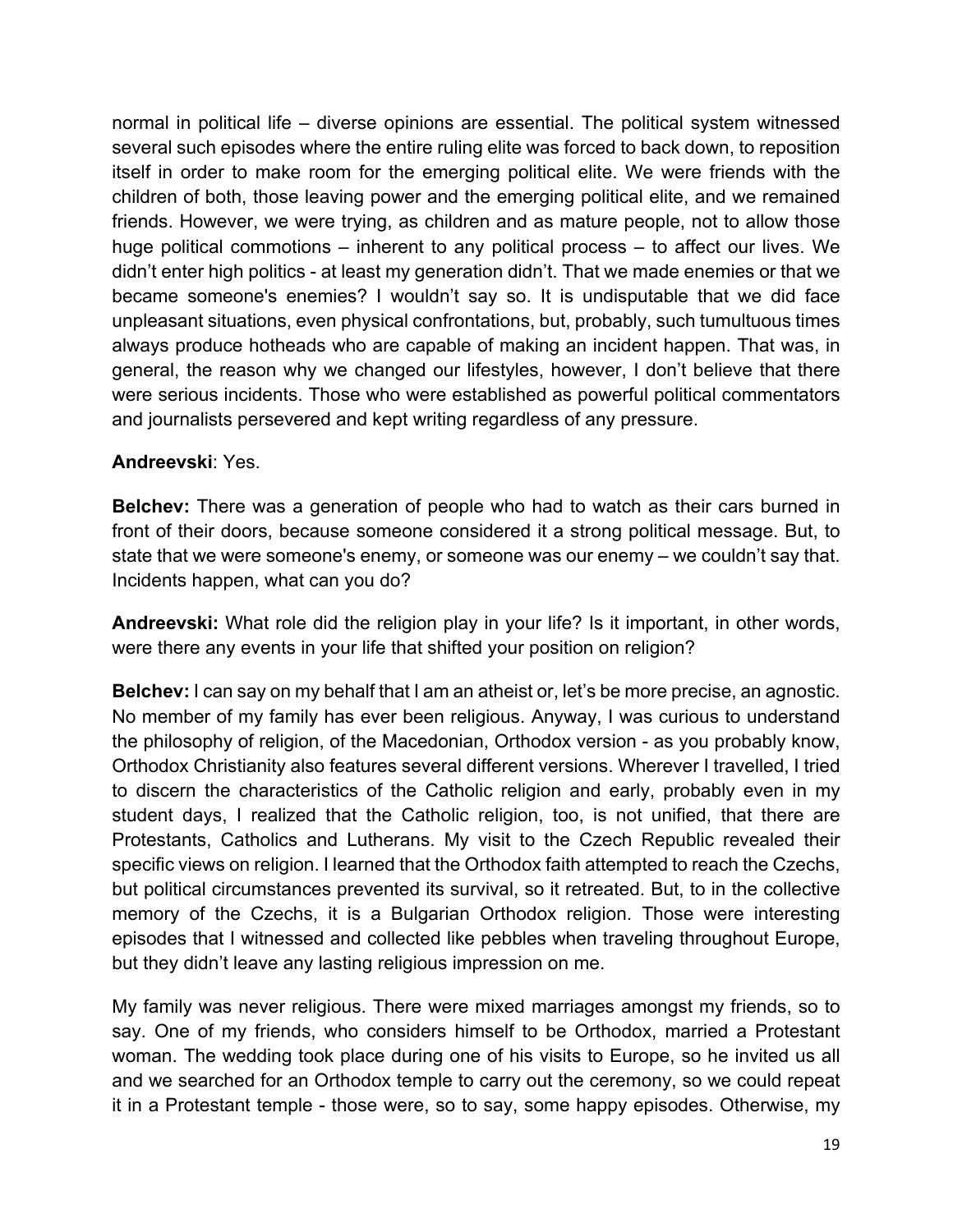normal in political life – diverse opinions are essential. The political system witnessed several such episodes where the entire ruling elite was forced to back down, to reposition itself in order to make room for the emerging political elite. We were friends with the children of both, those leaving power and the emerging political elite, and we remained friends. However, we were trying, as children and as mature people, not to allow those huge political commotions – inherent to any political process – to affect our lives. We didn't enter high politics - at least my generation didn't. That we made enemies or that we became someone's enemies? I wouldn't say so. It is undisputable that we did face unpleasant situations, even physical confrontations, but, probably, such tumultuous times always produce hotheads who are capable of making an incident happen. That was, in general, the reason why we changed our lifestyles, however, I don't believe that there were serious incidents. Those who were established as powerful political commentators and journalists persevered and kept writing regardless of any pressure.

**Andreevski**: Yes.

**Belchev:** There was a generation of people who had to watch as their cars burned in front of their doors, because someone considered it a strong political message. But, to state that we were someone's enemy, or someone was our enemy – we couldn't say that. Incidents happen, what can you do?

**Andreevski:** What role did the religion play in your life? Is it important, in other words, were there any events in your life that shifted your position on religion?

**Belchev:** I can say on my behalf that I am an atheist or, let's be more precise, an agnostic. No member of my family has ever been religious. Anyway, I was curious to understand the philosophy of religion, of the Macedonian, Orthodox version - as you probably know, Orthodox Christianity also features several different versions. Wherever I travelled, I tried to discern the characteristics of the Catholic religion and early, probably even in my student days, I realized that the Catholic religion, too, is not unified, that there are Protestants, Catholics and Lutherans. My visit to the Czech Republic revealed their specific views on religion. I learned that the Orthodox faith attempted to reach the Czechs, but political circumstances prevented its survival, so it retreated. But, to in the collective memory of the Czechs, it is a Bulgarian Orthodox religion. Those were interesting episodes that I witnessed and collected like pebbles when traveling throughout Europe, but they didn't leave any lasting religious impression on me.

My family was never religious. There were mixed marriages amongst my friends, so to say. One of my friends, who considers himself to be Orthodox, married a Protestant woman. The wedding took place during one of his visits to Europe, so he invited us all and we searched for an Orthodox temple to carry out the ceremony, so we could repeat it in a Protestant temple - those were, so to say, some happy episodes. Otherwise, my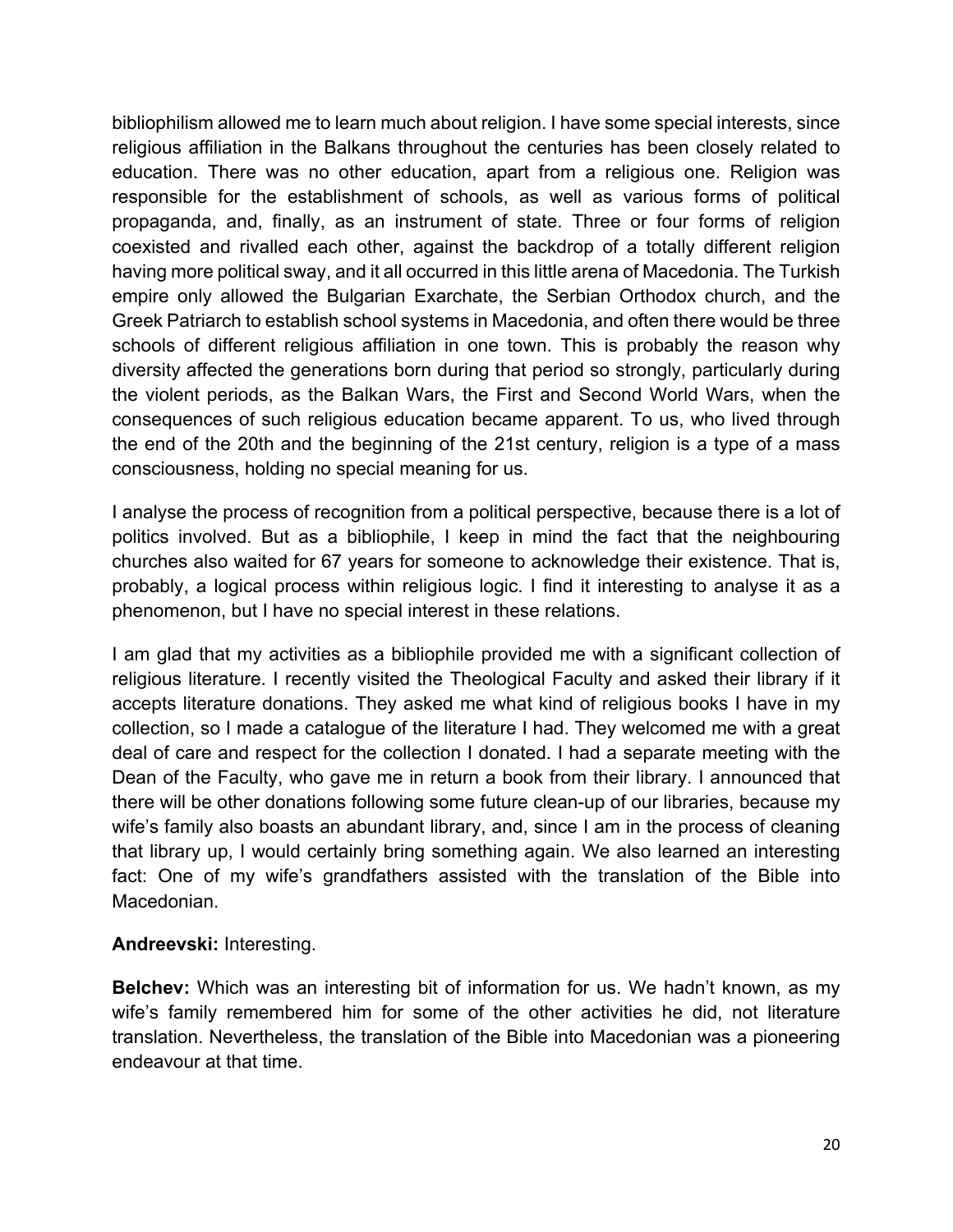bibliophilism allowed me to learn much about religion. I have some special interests, since religious affiliation in the Balkans throughout the centuries has been closely related to education. There was no other education, apart from a religious one. Religion was responsible for the establishment of schools, as well as various forms of political propaganda, and, finally, as an instrument of state. Three or four forms of religion coexisted and rivalled each other, against the backdrop of a totally different religion having more political sway, and it all occurred in this little arena of Macedonia. The Turkish empire only allowed the Bulgarian Exarchate, the Serbian Orthodox church, and the Greek Patriarch to establish school systems in Macedonia, and often there would be three schools of different religious affiliation in one town. This is probably the reason why diversity affected the generations born during that period so strongly, particularly during the violent periods, as the Balkan Wars, the First and Second World Wars, when the consequences of such religious education became apparent. To us, who lived through the end of the 20th and the beginning of the 21st century, religion is a type of a mass consciousness, holding no special meaning for us.

I analyse the process of recognition from a political perspective, because there is a lot of politics involved. But as a bibliophile, I keep in mind the fact that the neighbouring churches also waited for 67 years for someone to acknowledge their existence. That is, probably, a logical process within religious logic. I find it interesting to analyse it as a phenomenon, but I have no special interest in these relations.

I am glad that my activities as a bibliophile provided me with a significant collection of religious literature. I recently visited the Theological Faculty and asked their library if it accepts literature donations. They asked me what kind of religious books I have in my collection, so I made a catalogue of the literature I had. They welcomed me with a great deal of care and respect for the collection I donated. I had a separate meeting with the Dean of the Faculty, who gave me in return a book from their library. I announced that there will be other donations following some future clean-up of our libraries, because my wife's family also boasts an abundant library, and, since I am in the process of cleaning that library up, I would certainly bring something again. We also learned an interesting fact: One of my wife's grandfathers assisted with the translation of the Bible into Macedonian.

**Andreevski:** Interesting.

**Belchev:** Which was an interesting bit of information for us. We hadn't known, as my wife's family remembered him for some of the other activities he did, not literature translation. Nevertheless, the translation of the Bible into Macedonian was a pioneering endeavour at that time.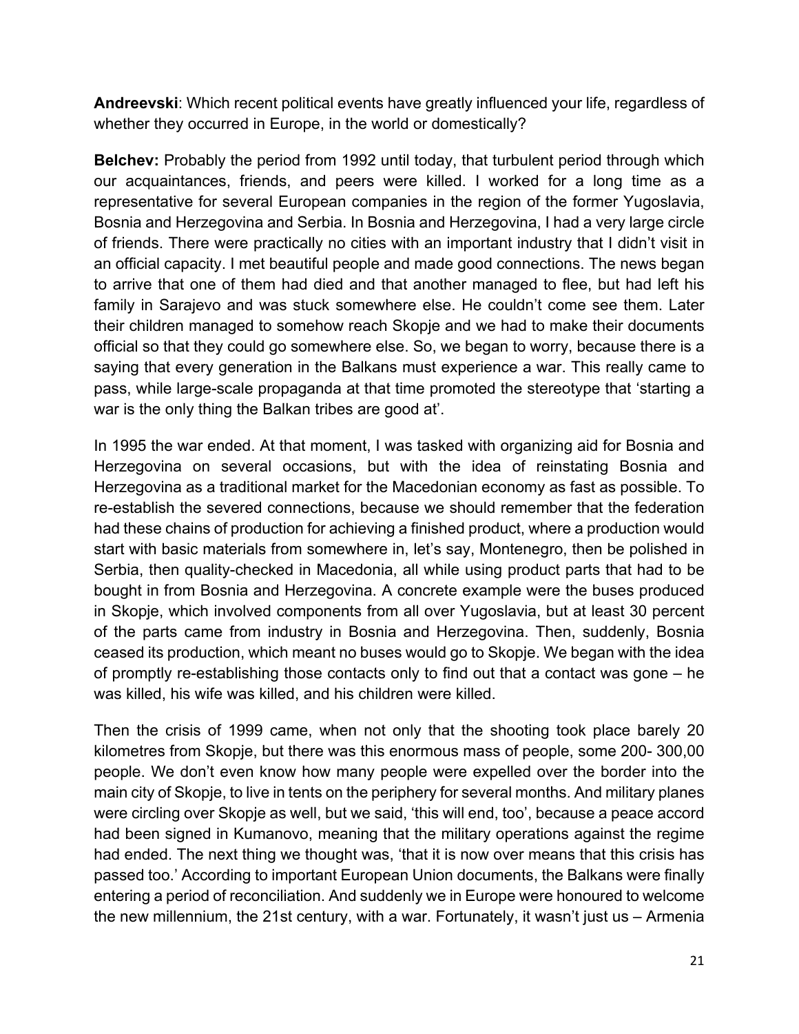**Andreevski**: Which recent political events have greatly influenced your life, regardless of whether they occurred in Europe, in the world or domestically?

**Belchev:** Probably the period from 1992 until today, that turbulent period through which our acquaintances, friends, and peers were killed. I worked for a long time as a representative for several European companies in the region of the former Yugoslavia, Bosnia and Herzegovina and Serbia. In Bosnia and Herzegovina, I had a very large circle of friends. There were practically no cities with an important industry that I didn't visit in an official capacity. I met beautiful people and made good connections. The news began to arrive that one of them had died and that another managed to flee, but had left his family in Sarajevo and was stuck somewhere else. He couldn't come see them. Later their children managed to somehow reach Skopje and we had to make their documents official so that they could go somewhere else. So, we began to worry, because there is a saying that every generation in the Balkans must experience a war. This really came to pass, while large-scale propaganda at that time promoted the stereotype that 'starting a war is the only thing the Balkan tribes are good at'.

In 1995 the war ended. At that moment, I was tasked with organizing aid for Bosnia and Herzegovina on several occasions, but with the idea of reinstating Bosnia and Herzegovina as a traditional market for the Macedonian economy as fast as possible. To re-establish the severed connections, because we should remember that the federation had these chains of production for achieving a finished product, where a production would start with basic materials from somewhere in, let's say, Montenegro, then be polished in Serbia, then quality-checked in Macedonia, all while using product parts that had to be bought in from Bosnia and Herzegovina. A concrete example were the buses produced in Skopje, which involved components from all over Yugoslavia, but at least 30 percent of the parts came from industry in Bosnia and Herzegovina. Then, suddenly, Bosnia ceased its production, which meant no buses would go to Skopje. We began with the idea of promptly re-establishing those contacts only to find out that a contact was gone – he was killed, his wife was killed, and his children were killed.

Then the crisis of 1999 came, when not only that the shooting took place barely 20 kilometres from Skopje, but there was this enormous mass of people, some 200- 300,00 people. We don't even know how many people were expelled over the border into the main city of Skopje, to live in tents on the periphery for several months. And military planes were circling over Skopje as well, but we said, 'this will end, too', because a peace accord had been signed in Kumanovo, meaning that the military operations against the regime had ended. The next thing we thought was, 'that it is now over means that this crisis has passed too.' According to important European Union documents, the Balkans were finally entering a period of reconciliation. And suddenly we in Europe were honoured to welcome the new millennium, the 21st century, with a war. Fortunately, it wasn't just us – Armenia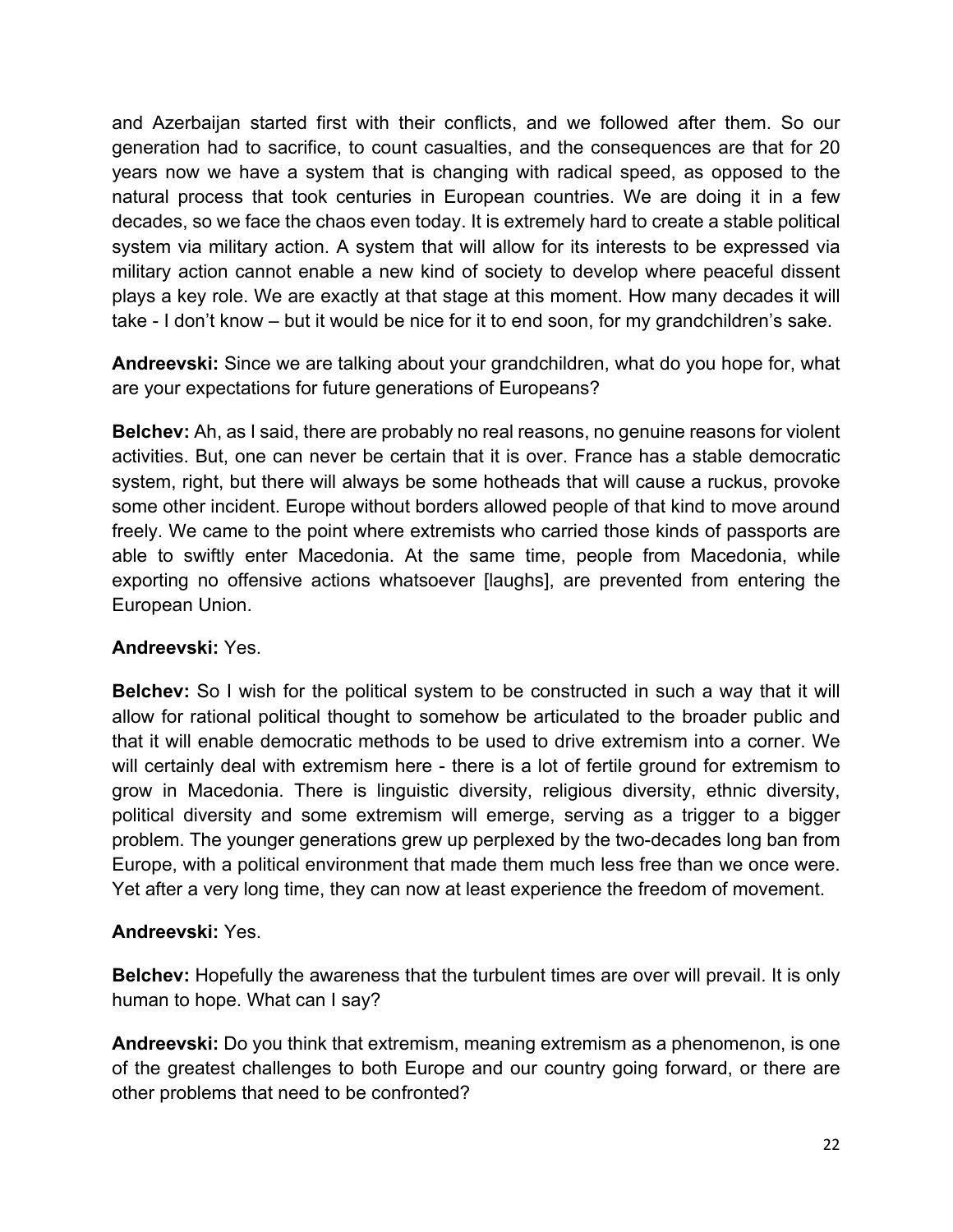and Azerbaijan started first with their conflicts, and we followed after them. So our generation had to sacrifice, to count casualties, and the consequences are that for 20 years now we have a system that is changing with radical speed, as opposed to the natural process that took centuries in European countries. We are doing it in a few decades, so we face the chaos even today. It is extremely hard to create a stable political system via military action. A system that will allow for its interests to be expressed via military action cannot enable a new kind of society to develop where peaceful dissent plays a key role. We are exactly at that stage at this moment. How many decades it will take - I don't know – but it would be nice for it to end soon, for my grandchildren's sake.

**Andreevski:** Since we are talking about your grandchildren, what do you hope for, what are your expectations for future generations of Europeans?

**Belchev:** Ah, as I said, there are probably no real reasons, no genuine reasons for violent activities. But, one can never be certain that it is over. France has a stable democratic system, right, but there will always be some hotheads that will cause a ruckus, provoke some other incident. Europe without borders allowed people of that kind to move around freely. We came to the point where extremists who carried those kinds of passports are able to swiftly enter Macedonia. At the same time, people from Macedonia, while exporting no offensive actions whatsoever [laughs], are prevented from entering the European Union.

**Andreevski:** Yes.

**Belchev:** So I wish for the political system to be constructed in such a way that it will allow for rational political thought to somehow be articulated to the broader public and that it will enable democratic methods to be used to drive extremism into a corner. We will certainly deal with extremism here - there is a lot of fertile ground for extremism to grow in Macedonia. There is linguistic diversity, religious diversity, ethnic diversity, political diversity and some extremism will emerge, serving as a trigger to a bigger problem. The younger generations grew up perplexed by the two-decades long ban from Europe, with a political environment that made them much less free than we once were. Yet after a very long time, they can now at least experience the freedom of movement.

**Andreevski:** Yes.

**Belchev:** Hopefully the awareness that the turbulent times are over will prevail. It is only human to hope. What can I say?

**Andreevski:** Do you think that extremism, meaning extremism as a phenomenon, is one of the greatest challenges to both Europe and our country going forward, or there are other problems that need to be confronted?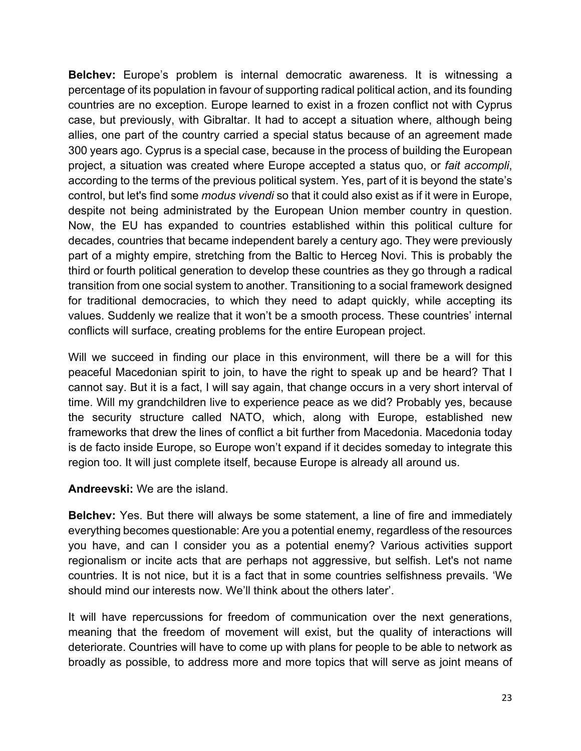**Belchev:** Europe's problem is internal democratic awareness. It is witnessing a percentage of its population in favour of supporting radical political action, and its founding countries are no exception. Europe learned to exist in a frozen conflict not with Cyprus case, but previously, with Gibraltar. It had to accept a situation where, although being allies, one part of the country carried a special status because of an agreement made 300 years ago. Cyprus is a special case, because in the process of building the European project, a situation was created where Europe accepted a status quo, or *fait accompli*, according to the terms of the previous political system. Yes, part of it is beyond the state's control, but let's find some *modus vivendi* so that it could also exist as if it were in Europe, despite not being administrated by the European Union member country in question. Now, the EU has expanded to countries established within this political culture for decades, countries that became independent barely a century ago. They were previously part of a mighty empire, stretching from the Baltic to Herceg Novi. This is probably the third or fourth political generation to develop these countries as they go through a radical transition from one social system to another. Transitioning to a social framework designed for traditional democracies, to which they need to adapt quickly, while accepting its values. Suddenly we realize that it won't be a smooth process. These countries' internal conflicts will surface, creating problems for the entire European project.

Will we succeed in finding our place in this environment, will there be a will for this peaceful Macedonian spirit to join, to have the right to speak up and be heard? That I cannot say. But it is a fact, I will say again, that change occurs in a very short interval of time. Will my grandchildren live to experience peace as we did? Probably yes, because the security structure called NATO, which, along with Europe, established new frameworks that drew the lines of conflict a bit further from Macedonia. Macedonia today is de facto inside Europe, so Europe won't expand if it decides someday to integrate this region too. It will just complete itself, because Europe is already all around us.

**Andreevski:** We are the island.

**Belchev:** Yes. But there will always be some statement, a line of fire and immediately everything becomes questionable: Are you a potential enemy, regardless of the resources you have, and can I consider you as a potential enemy? Various activities support regionalism or incite acts that are perhaps not aggressive, but selfish. Let's not name countries. It is not nice, but it is a fact that in some countries selfishness prevails. 'We should mind our interests now. We'll think about the others later'.

It will have repercussions for freedom of communication over the next generations, meaning that the freedom of movement will exist, but the quality of interactions will deteriorate. Countries will have to come up with plans for people to be able to network as broadly as possible, to address more and more topics that will serve as joint means of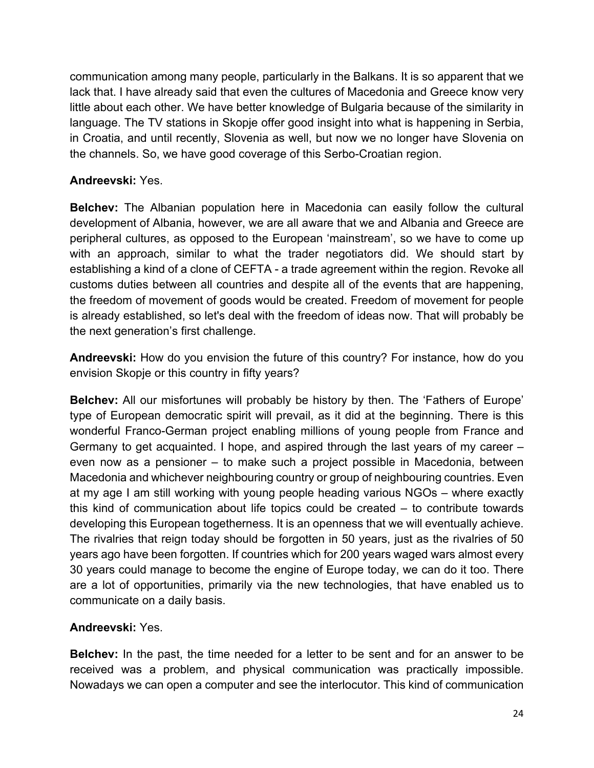communication among many people, particularly in the Balkans. It is so apparent that we lack that. I have already said that even the cultures of Macedonia and Greece know very little about each other. We have better knowledge of Bulgaria because of the similarity in language. The TV stations in Skopje offer good insight into what is happening in Serbia, in Croatia, and until recently, Slovenia as well, but now we no longer have Slovenia on the channels. So, we have good coverage of this Serbo-Croatian region.

**Andreevski:** Yes.

**Belchev:** The Albanian population here in Macedonia can easily follow the cultural development of Albania, however, we are all aware that we and Albania and Greece are peripheral cultures, as opposed to the European 'mainstream', so we have to come up with an approach, similar to what the trader negotiators did. We should start by establishing a kind of a clone of CEFTA - a trade agreement within the region. Revoke all customs duties between all countries and despite all of the events that are happening, the freedom of movement of goods would be created. Freedom of movement for people is already established, so let's deal with the freedom of ideas now. That will probably be the next generation's first challenge.

**Andreevski:** How do you envision the future of this country? For instance, how do you envision Skopje or this country in fifty years?

**Belchev:** All our misfortunes will probably be history by then. The 'Fathers of Europe' type of European democratic spirit will prevail, as it did at the beginning. There is this wonderful Franco-German project enabling millions of young people from France and Germany to get acquainted. I hope, and aspired through the last years of my career – even now as a pensioner – to make such a project possible in Macedonia, between Macedonia and whichever neighbouring country or group of neighbouring countries. Even at my age I am still working with young people heading various NGOs – where exactly this kind of communication about life topics could be created – to contribute towards developing this European togetherness. It is an openness that we will eventually achieve. The rivalries that reign today should be forgotten in 50 years, just as the rivalries of 50 years ago have been forgotten. If countries which for 200 years waged wars almost every 30 years could manage to become the engine of Europe today, we can do it too. There are a lot of opportunities, primarily via the new technologies, that have enabled us to communicate on a daily basis.

**Andreevski:** Yes.

**Belchev:** In the past, the time needed for a letter to be sent and for an answer to be received was a problem, and physical communication was practically impossible. Nowadays we can open a computer and see the interlocutor. This kind of communication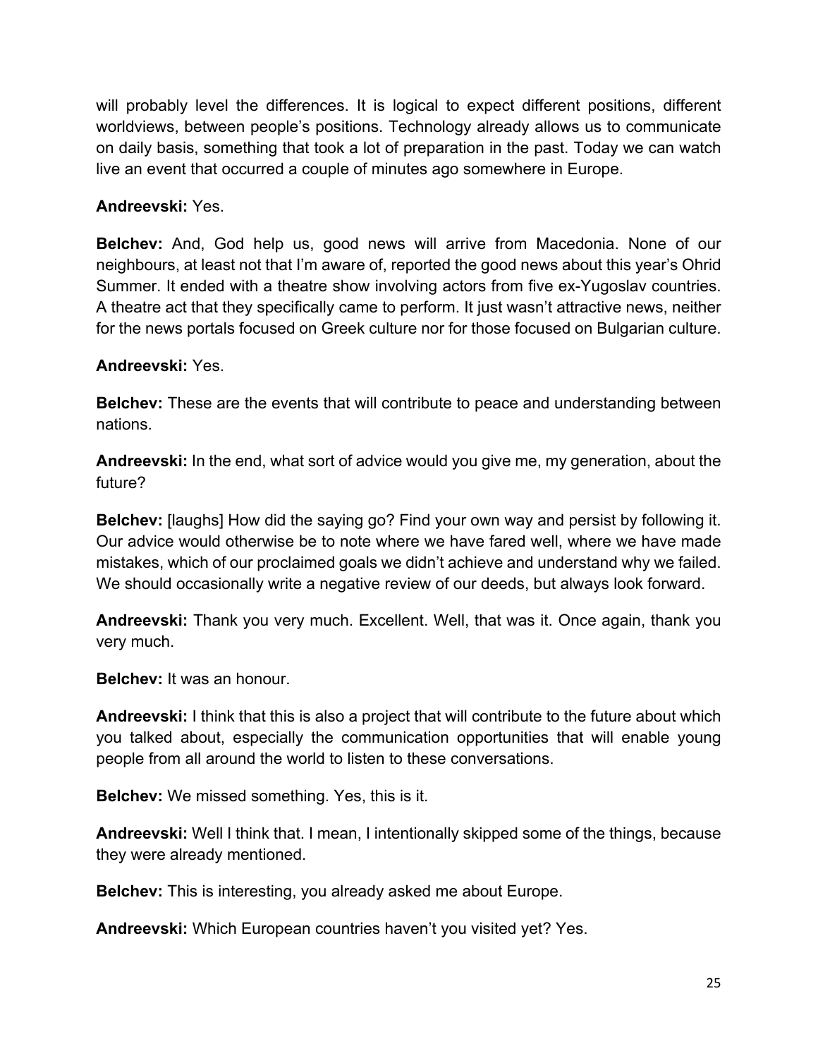will probably level the differences. It is logical to expect different positions, different worldviews, between people's positions. Technology already allows us to communicate on daily basis, something that took a lot of preparation in the past. Today we can watch live an event that occurred a couple of minutes ago somewhere in Europe.

**Andreevski:** Yes.

**Belchev:** And, God help us, good news will arrive from Macedonia. None of our neighbours, at least not that I'm aware of, reported the good news about this year's Ohrid Summer. It ended with a theatre show involving actors from five ex-Yugoslav countries. A theatre act that they specifically came to perform. It just wasn't attractive news, neither for the news portals focused on Greek culture nor for those focused on Bulgarian culture.

**Andreevski:** Yes.

**Belchev:** These are the events that will contribute to peace and understanding between nations.

**Andreevski:** In the end, what sort of advice would you give me, my generation, about the future?

**Belchev:** [laughs] How did the saying go? Find your own way and persist by following it. Our advice would otherwise be to note where we have fared well, where we have made mistakes, which of our proclaimed goals we didn't achieve and understand why we failed. We should occasionally write a negative review of our deeds, but always look forward.

**Andreevski:** Thank you very much. Excellent. Well, that was it. Once again, thank you very much.

**Belchev:** It was an honour.

**Andreevski:** I think that this is also a project that will contribute to the future about which you talked about, especially the communication opportunities that will enable young people from all around the world to listen to these conversations.

**Belchev:** We missed something. Yes, this is it.

**Andreevski:** Well I think that. I mean, I intentionally skipped some of the things, because they were already mentioned.

**Belchev:** This is interesting, you already asked me about Europe.

**Andreevski:** Which European countries haven't you visited yet? Yes.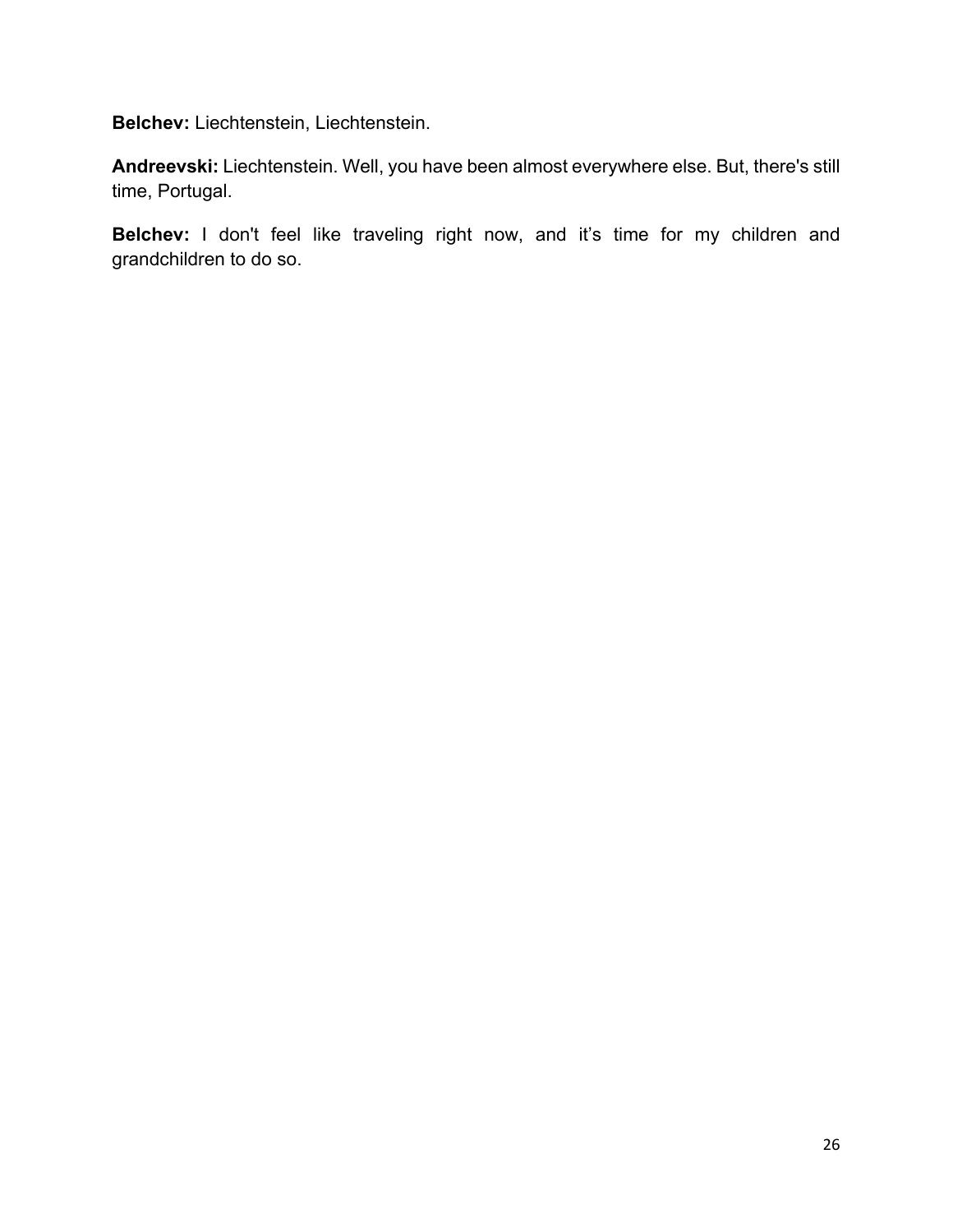**Belchev:** Liechtenstein, Liechtenstein.

**Andreevski:** Liechtenstein. Well, you have been almost everywhere else. But, there's still time, Portugal.

**Belchev:** I don't feel like traveling right now, and it’s time for my children and grandchildren to do so.